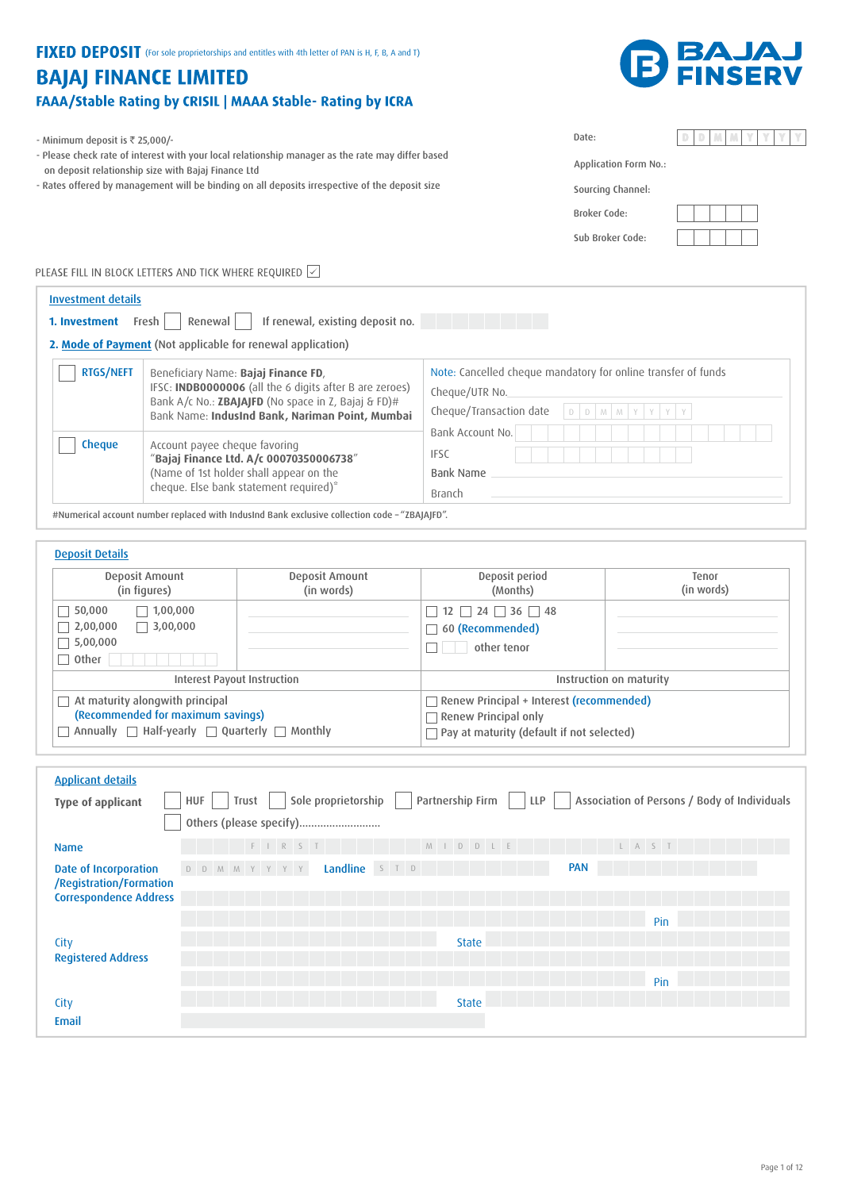# FIXED DEPOSIT (For sole proprietorships and entities with 4th letter of PAN is H, F, B, A and T)

# BAJAJ FINANCE LIMITED

## FAAA/Stable Rating by CRISIL | MAAA Stable- Rating by ICRA

BAJAJ FINSERV

- Minimum deposit is ₹ 25,000/-
- Please check rate of interest with your local relationship manager as the rate may differ based on deposit relationship size with Bajaj Finance Ltd
- Rates offered by management will be binding on all deposits irrespective of the deposit size

Date: D D M M Y Y Y Y

Application Form No.:

Sourcing Channel:

Broker Code:

Sub Broker Code:

PLEASE FILL IN BLOCK LETTERS AND TICK WHERE REQUIRED ☑

## Investment details

**1. Investment** Fresh ☐ Renewal ☐ If renewal, existing deposit no.

**2. Mode of Payment** (Not applicable for renewal application)

| | | |
|---|---|---|
| ☐ RTGS/NEFT | Beneficiary Name: **Bajaj Finance FD**, IFSC: **INDB0000006** (all the 6 digits after B are zeroes) Bank A/c No.: **ZBAJAJFD** (No space in Z, Bajaj & FD)# Bank Name: **IndusInd Bank, Nariman Point, Mumbai** | Note: Cancelled cheque mandatory for online transfer of funds<br>Cheque/UTR No.<br>Cheque/Transaction date D D M M Y Y Y Y<br>Bank Account No. |
| ☐ Cheque | Account payee cheque favoring "**Bajaj Finance Ltd. A/c 00070350006738**" (Name of 1st holder shall appear on the cheque. Else bank statement required)* | IFSC<br>Bank Name<br>Branch |

#Numerical account number replaced with IndusInd Bank exclusive collection code - "ZBAJAJFD".

## Deposit Details

| Deposit Amount (in figures) | Deposit Amount (in words) | Deposit period (Months) | Tenor (in words) |
|---|---|---|---|
| ☐ 50,000 ☐ 1,00,000<br>☐ 2,00,000 ☐ 3,00,000<br>☐ 5,00,000<br>☐ Other | | ☐ 12 ☐ 24 ☐ 36 ☐ 48<br>☐ 60 (Recommended)<br>☐ other tenor | |

| Interest Payout Instruction | Instruction on maturity |
|---|---|
| ☐ At maturity alongwith principal (Recommended for maximum savings)<br>☐ Annually ☐ Half-yearly ☐ Quarterly ☐ Monthly | ☐ Renew Principal + Interest (recommended)<br>☐ Renew Principal only<br>☐ Pay at maturity (default if not selected) |

## Applicant details

**Type of applicant** ☐ HUF ☐ Trust ☐ Sole proprietorship ☐ Partnership Firm ☐ LLP ☐ Association of Persons / Body of Individuals ☐ Others (please specify)...........................

Name FIRST MIDDLE LAST

Date of Incorporation /Registration/Formation D D M M Y Y Y Y Landline STD PAN

Correspondence Address

Pin

City State

Registered Address

Pin

City State

Email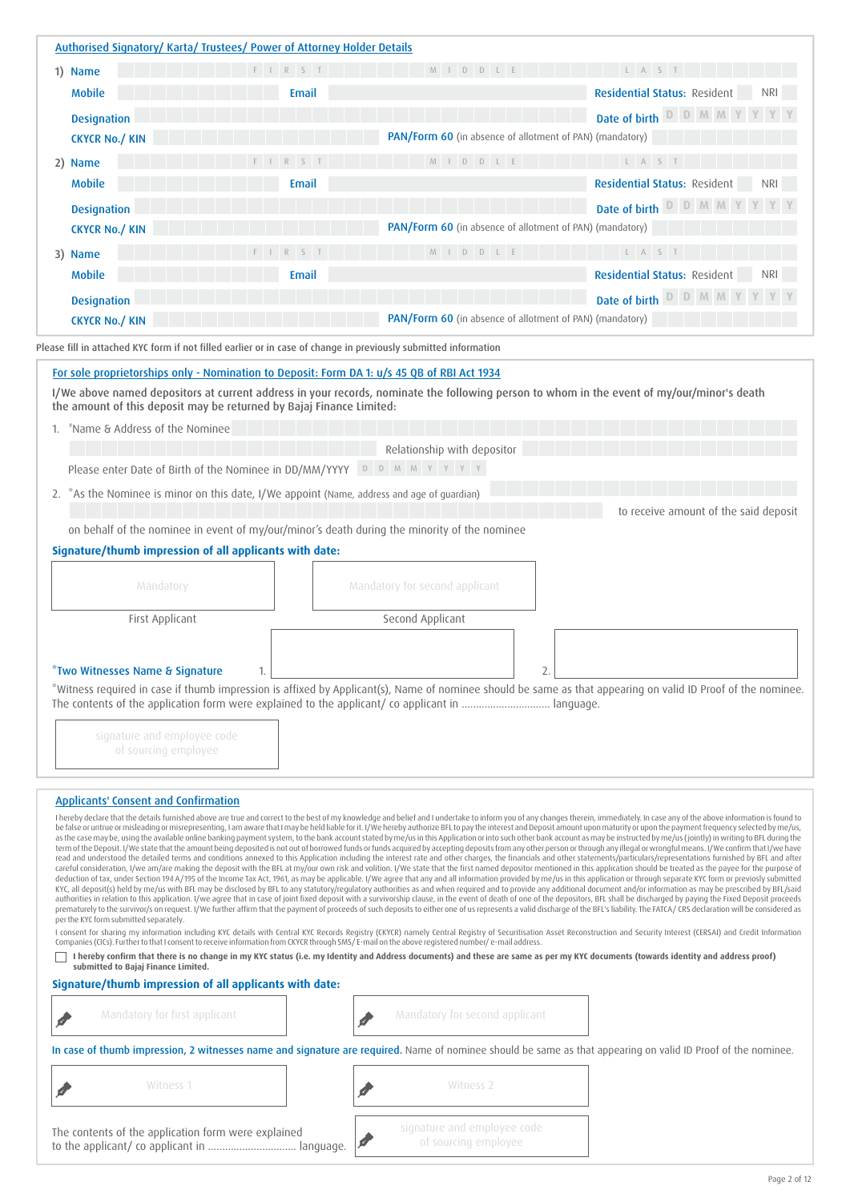## Authorised Signatory/ Karta/ Trustees/ Power of Attorney Holder Details

1) **Name** FIRST MIDDLE LAST

**Mobile** **Email** **Residential Status:** Resident NRI

**Designation** **Date of birth** DDMMYYYY

**CKYCR No./ KIN** **PAN/Form 60** (in absence of allotment of PAN) (mandatory)

2) **Name** FIRST MIDDLE LAST

**Mobile** **Email** **Residential Status:** Resident NRI

**Designation** **Date of birth** DDMMYYYY

**CKYCR No./ KIN** **PAN/Form 60** (in absence of allotment of PAN) (mandatory)

3) **Name** FIRST MIDDLE LAST

**Mobile** **Email** **Residential Status:** Resident NRI

**Designation** **Date of birth** DDMMYYYY

**CKYCR No./ KIN** **PAN/Form 60** (in absence of allotment of PAN) (mandatory)

Please fill in attached KYC form if not filled earlier or in case of change in previously submitted information

## For sole proprietorships only - Nomination to Deposit: Form DA 1: u/s 45 QB of RBI Act 1934

**I/We above named depositors at current address in your records, nominate the following person to whom in the event of my/our/minor's death the amount of this deposit may be returned by Bajaj Finance Limited:**

1. *Name & Address of the Nominee

   Relationship with depositor

   Please enter Date of Birth of the Nominee in DD/MM/YYYY DDMMYYYY

2. *As the Nominee is minor on this date, I/We appoint (Name, address and age of guardian) to receive amount of the said deposit on behalf of the nominee in event of my/our/minor's death during the minority of the nominee

**Signature/thumb impression of all applicants with date:**

| Mandatory | Mandatory for second applicant |
|---|---|
| First Applicant | Second Applicant |

***Two Witnesses Name & Signature** 1. 2.

*Witness required in case if thumb impression is affixed by Applicant(s), Name of nominee should be same as that appearing on valid ID Proof of the nominee. The contents of the application form were explained to the applicant/ co applicant in .............................. language.

signature and employee code of sourcing employee

## Applicants' Consent and Confirmation

I hereby declare that the details furnished above are true and correct to the best of my knowledge and belief and I undertake to inform you of any changes therein, immediately. In case any of the above information is found to be false or untrue or misleading or misrepresenting, I am aware that I may be held liable for it. I/We hereby authorize BFL to pay the interest and Deposit amount upon maturity or upon the payment frequency selected by me/us, as the case may be, using the available online banking payment system, to the bank account stated by me/us in this Application or into such other bank account as may be instructed by me/us (jointly) in writing to BFL during the term of the Deposit. I/We state that the amount being deposited is not out of borrowed funds or funds acquired by accepting deposits from any other person or through any illegal or wrongful means. I/We confirm that I/we have read and understood the detailed terms and conditions annexed to this Application including the interest rate and other charges, the financials and other statements/particulars/representations furnished by BFL and after careful consideration, I/we am/are making the deposit with the BFL at my/our own risk and volition. I/We state that the first named depositor mentioned in this application should be treated as the payee for the purpose of deduction of tax, under Section 194 A/195 of the Income Tax Act, 1961, as may be applicable. I/We agree that any and all information provided by me/us in this application or through separate KYC form or previously submitted KYC, all deposit(s) held by me/us with BFL may be disclosed by BFL to any statutory/regulatory authorities as and when required and to provide any additional document and/or information as may be prescribed by BFL/said authorities in relation to this application. I/We agree that in case of joint fixed deposit with a survivorship clause, in the event of death of one of the depositors, BFL shall be discharged by paying the Fixed Deposit proceeds prematurely to the survivor/s on request. I/We further affirm that the payment of proceeds of such deposits to either one of us represents a valid discharge of the BFL's liability. The FATCA/ CRS declaration will be considered as per the KYC form submitted separately.

I consent for sharing my information including KYC details with Central KYC Records Registry (CKYCR) namely Central Registry of Securitisation Asset Reconstruction and Security Interest (CERSAI) and Credit Information Companies (CICs). Further to that I consent to receive information from CKYCR through SMS/ E-mail on the above registered number/ e-mail address.

☐ **I hereby confirm that there is no change in my KYC status (i.e. my Identity and Address documents) and these are same as per my KYC documents (towards identity and address proof) submitted to Bajaj Finance Limited.**

**Signature/thumb impression of all applicants with date:**

| Mandatory for first applicant | Mandatory for second applicant |
|---|---|

**In case of thumb impression, 2 witnesses name and signature are required.** Name of nominee should be same as that appearing on valid ID Proof of the nominee.

| Witness 1 | Witness 2 |
|---|---|

The contents of the application form were explained to the applicant/ co applicant in .............................. language.

signature and employee code of sourcing employee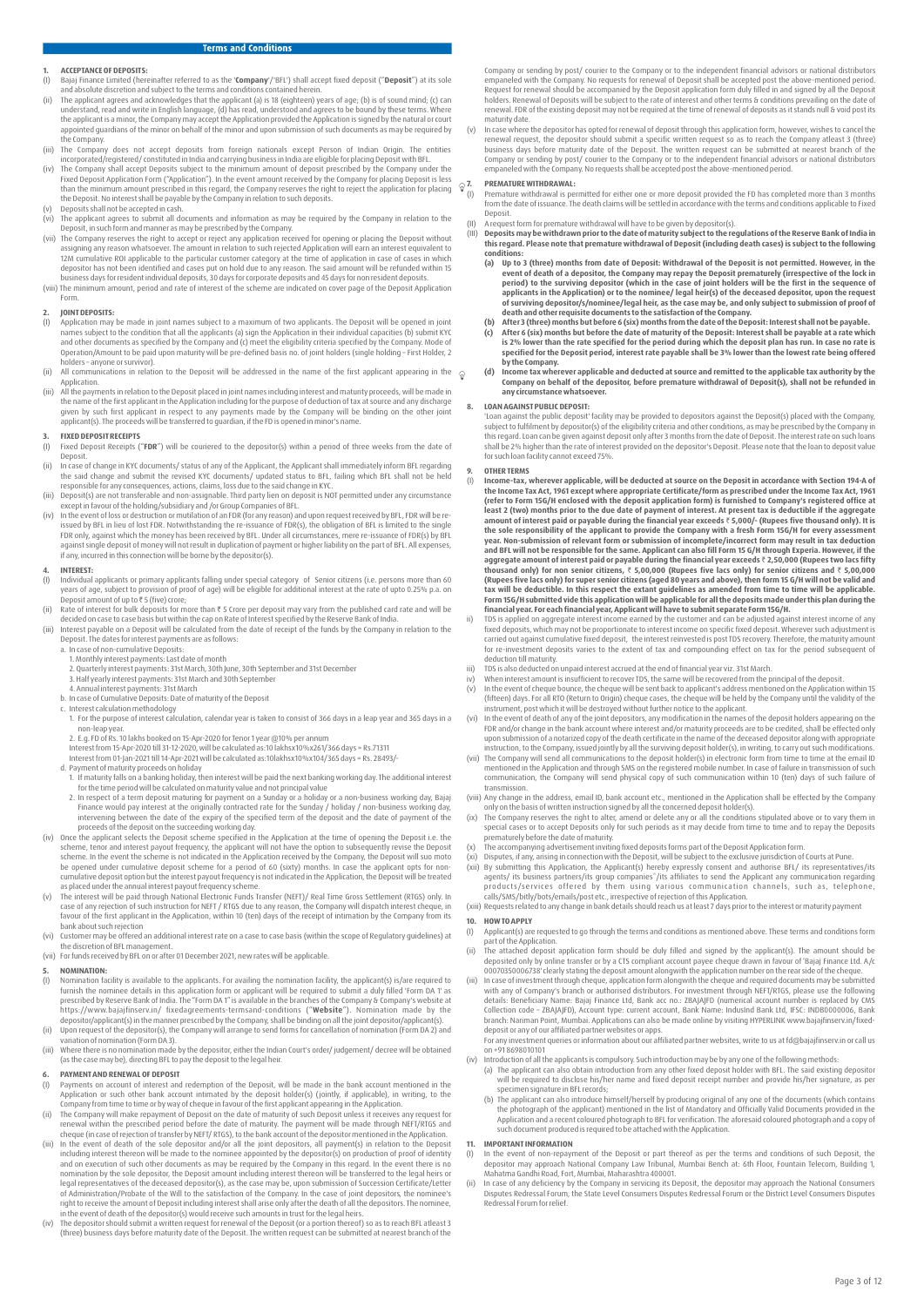## Terms and Conditions

### 1. ACCEPTANCE OF DEPOSITS:

(I) Bajaj Finance Limited (hereinafter referred to as the '**Company**'/'BFL') shall accept fixed deposit ("**Deposit**") at its sole and absolute discretion and subject to the terms and conditions contained herein.

(ii) The applicant agrees and acknowledges that the applicant (a) is 18 (eighteen) years of age; (b) is of sound mind; (c) can understand, read and write in English language, (d) has read, understood and agrees to be bound by these terms. Where the applicant is a minor, the Company may accept the Application provided the Application is signed by the natural or court appointed guardians of the minor on behalf of the minor and upon submission of such documents as may be required by the Company.

(iii) The Company does not accept deposits from foreign nationals except Person of Indian Origin. The entities incorporated/registered/ constituted in India and carrying business in India are eligible for placing Deposit with BFL.

(iv) The Company shall accept Deposits subject to the minimum amount of deposit prescribed by the Company under the Fixed Deposit Application Form ("Application"). In the event amount received by the Company for placing Deposit is less than the minimum amount prescribed in this regard, the Company reserves the right to reject the application for placing the Deposit. No interest shall be payable by the Company in relation to such deposits.

(v) Deposits shall not be accepted in cash.

(vi) The applicant agrees to submit all documents and information as may be required by the Company in relation to the Deposit, in such form and manner as may be prescribed by the Company.

(vii) The Company reserves the right to accept or reject any application received for opening or placing the Deposit without assigning any reason whatsoever. The amount in relation to such rejected Application will earn an interest equivalent to 12M cumulative ROI applicable to the particular customer category at the time of application in case of cases in which depositor has not been identified and cases put on hold due to any reason. The said amount will be refunded within 15 business days for resident individual deposits, 30 days for corporate deposits and 45 days for non resident deposits.

(viii) The minimum amount, period and rate of interest of the scheme are indicated on cover page of the Deposit Application Form.

### 2. JOINT DEPOSITS:

(I) Application may be made in joint names subject to a maximum of two applicants. The Deposit will be opened in joint names subject to the condition that all the applicants (a) sign the Application in their individual capacities (b) submit KYC and other documents as specified by the Company and (c) meet the eligibility criteria specified by the Company. Mode of Operation/Amount to be paid upon maturity will be pre-defined basis no. of joint holders (single holding – First Holder, 2 holders – anyone or survivor).

(ii) All communications in relation to the Deposit will be addressed in the name of the first applicant appearing in the Application.

(iii) All the payments in relation to the Deposit placed in joint names including interest and maturity proceeds, will be made in the name of the first applicant in the Application including for the purpose of deduction of tax at source and any discharge given by such first applicant in respect to any payments made by the Company will be binding on the other joint applicant(s). The proceeds will be transferred to guardian, if the FD is opened in minor's name.

### 3. FIXED DEPOSIT RECEIPTS

(I) Fixed Deposit Receipts ("**FDR**") will be couriered to the depositor(s) within a period of three weeks from the date of Deposit.

(ii) In case of change in KYC documents/ status of any of the Applicant, the Applicant shall immediately inform BFL regarding the said change and submit the revised KYC documents/ updated status to BFL, failing which BFL shall not be held responsible for any consequences, actions, claims, loss due to the said change in KYC.

(iii) Deposit(s) are not transferable and non-assignable. Third party lien on deposit is NOT permitted under any circumstance except in favour of the holding/subsidiary and /or Group Companies of BFL.

(iv) In the event of loss or destruction or mutilation of an FDR (for any reason) and upon request received by BFL, FDR will be re-issued by BFL in lieu of lost FDR. Notwithstanding the re-issuance of FDR(s), the obligation of BFL is limited to the single FDR only, against which the money has been received by BFL. Under all circumstances, mere re-issuance of FDR(s) by BFL against single deposit of money will not result in duplication of payment or higher liability on the part of BFL. All expenses, if any, incurred in this connection will be borne by the depositor(s).

### 4. INTEREST:

(I) Individual applicants or primary applicants falling under special category of Senior citizens (i.e. persons more than 60 years of age, subject to provision of proof of age) will be eligible for additional interest at the rate of upto 0.25% p.a. on Deposit amount of up to ₹ 5 (five) crore;

(ii) Rate of interest for bulk deposits for more than ₹ 5 Crore per deposit may vary from the published card rate and will be decided on case to case basis but within the cap on Rate of Interest specified by the Reserve Bank of India.

(iii) Interest payable on a Deposit will be calculated from the date of receipt of the funds by the Company in relation to the Deposit. The dates for interest payments are as follows:

a. In case of non-cumulative Deposits:
   1. Monthly interest payments: Last date of month
   2. Quarterly interest payments: 31st March, 30th June, 30th September and 31st December
   3. Half yearly interest payments: 31st March and 30th September
   4. Annual interest payments: 31st March

b. In case of Cumulative Deposits: Date of maturity of the Deposit

c. Interest calculation methodology
   1. For the purpose of interest calculation, calendar year is taken to consist of 366 days in a leap year and 365 days in a non-leap year.
   2. E.g. FD of Rs. 10 lakhs booked on 15-Apr-2020 for Tenor 1 year @10% per annum
   
   Interest from 15-Apr-2020 till 31-12-2020, will be calculated as:10 lakhsx10%x261/366 days = Rs.71311
   
   Interest from 01-Jan-2021 till 14-Apr-2021 will be calculated as:10lakhsx10%x104/365 days = Rs. 28493/-

d. Payment of maturity proceeds on holiday
   1. If maturity falls on a banking holiday, then interest will be paid the next banking working day. The additional interest for the time period will be calculated on maturity value and not principal value
   2. In respect of a term deposit maturing for payment on a Sunday or a holiday or a non-business working day, Bajaj Finance would pay interest at the originally contracted rate for the Sunday / holiday / non-business working day, intervening between the date of the expiry of the specified term of the deposit and the date of payment of the proceeds of the deposit on the succeeding working day.

(iv) Once the applicant selects the Deposit scheme specified in the Application at the time of opening the Deposit i.e. the scheme, tenor and interest payout frequency, the applicant will not have the option to subsequently revise the Deposit scheme. In the event the scheme is not indicated in the Application received by the Company, the Deposit will suo moto be opened under cumulative deposit scheme for a period of 60 (sixty) months. In case the applicant opts for non-cumulative deposit option but the interest payout frequency is not indicated in the Application, the Deposit will be treated as placed under the annual interest payout frequency scheme.

(v) The interest will be paid through National Electronic Funds Transfer (NEFT)/ Real Time Gross Settlement (RTGS) only. In case of any rejection of such instruction for NEFT / RTGS due to any reason, the Company will dispatch interest cheque, in favour of the first applicant in the Application, within 10 (ten) days of the receipt of intimation by the Company from its bank about such rejection

(vi) Customer may be offered an additional interest rate on a case to case basis (within the scope of Regulatory guidelines) at the discretion of BFL management.

(vii) For funds received by BFL on or after 01 December 2021, new rates will be applicable.

### 5. NOMINATION:

(I) Nomination facility is available to the applicants. For availing the nomination facility, the applicant(s) is/are required to furnish the nominee details in this application form or applicant will be required to submit a duly filled 'Form DA 1' as prescribed by Reserve Bank of India. The "Form DA 1" is available in the branches of the Company & Company's website at https://www.bajajfinserv.in/ fixedagreements-termsand-conditions ("**Website**"). Nomination made by the depositor/applicant(s) in the manner prescribed by the Company, shall be binding on all the joint depositor/applicant(s).

(ii) Upon request of the depositor(s), the Company will arrange to send forms for cancellation of nomination (Form DA 2) and variation of nomination (Form DA 3).

(iii) Where there is no nomination made by the depositor, either the Indian Court's order/ judgement/ decree will be obtained (as the case may be), directing BFL to pay the deposit to the legal heir.

### 6. PAYMENT AND RENEWAL OF DEPOSIT

(I) Payments on account of interest and redemption of the Deposit, will be made in the bank account mentioned in the Application or such other bank account intimated by the deposit holder(s) (jointly, if applicable), in writing, to the Company from time to time or by way of cheque in favour of the first applicant appearing in the Application.

(ii) The Company will make repayment of Deposit on the date of maturity of such Deposit unless it receives any request for renewal within the prescribed period before the date of maturity. The payment will be made through NEFT/RTGS and cheque (in case of rejection of transfer by NEFT/ RTGS), to the bank account of the depositor mentioned in the Application.

(iii) In the event of death of the sole depositor and/or all the joint depositors, all payment(s) in relation to the Deposit including interest thereon will be made to the nominee appointed by the depositor(s) on production of proof of identity and on execution of such other documents as may be required by the Company in this regard. In the event there is no nomination by the sole depositor, the Deposit amount including interest thereon will be transferred to the legal heirs or legal representatives of the deceased depositor(s), as the case may be, upon submission of Succession Certificate/Letter of Administration/Probate of the Will to the satisfaction of the Company. In the case of joint depositors, the nominee's right to receive the amount of Deposit including interest shall arise only after the death of all the depositors. The nominee, in the event of death of the depositor(s) would receive such amounts in trust for the legal heirs.

(iv) The depositor should submit a written request for renewal of the Deposit (or a portion thereof) so as to reach BFL atleast 3 (three) business days before maturity date of the Deposit. The written request can be submitted at nearest branch of the Company or sending by post/ courier to the Company or to the independent financial advisors or national distributors empanelled with the Company. No requests for renewal of Deposit shall be accepted post the above-mentioned period. Request for renewal should be accompanied by the Deposit application form duly filled in and signed by all the Deposit holders. Renewal of Deposits will be subject to the rate of interest and other terms & conditions prevailing on the date of renewal. FDR of the existing deposit may not be required at the time of renewal of deposits as it stands null & void post its maturity date.

(v) In case where the depositor has opted for renewal of deposit through this application form, however, wishes to cancel the renewal request, the depositor should submit a specific written request so as to reach the Company atleast 3 (three) business days before maturity date of the Deposit. The written request can be submitted at nearest branch of the Company or sending by post/ courier to the Company or to the independent financial advisors or national distributors empanelled with the Company. No requests shall be accepted post the above-mentioned period.

### 7. PREMATURE WITHDRAWAL:

(I) Premature withdrawal is permitted for either one or more deposit provided the FD has completed more than 3 months from the date of issuance. The death claims will be settled in accordance with the terms and conditions applicable to Fixed Deposit.

(II) A request form for premature withdrawal will have to be given by depositor(s).

(III) **Deposits may be withdrawn prior to the date of maturity subject to the regulations of the Reserve Bank of India in this regard. Please note that premature withdrawal of Deposit (including death cases) is subject to the following conditions:**

**(a) Up to 3 (three) months from date of Deposit: Withdrawal of the Deposit is not permitted. However, in the event of death of a depositor, the Company may repay the Deposit prematurely (irrespective of the lock in period) to the surviving depositor (which in the case of joint holders will be the first in the sequence of applicants in the Application) or to the nominee/ legal heir(s) of the deceased depositor, upon the request of surviving depositor/s/nominee/legal heir, as the case may be, and only subject to submission of proof of death and other requisite documents to the satisfaction of the Company.**

**(b) After 3 (three) months but before 6 (six) months from the date of the Deposit: Interest shall not be payable.**

**(c) After 6 (six) months but before the date of maturity of the Deposit: Interest shall be payable at a rate which is 2% lower than the rate specified for the period during which the deposit plan has run. In case no rate is specified for the Deposit period, interest rate payable shall be 3% lower than the lowest rate being offered by the Company.**

**(d) Income tax wherever applicable and deducted at source and remitted to the applicable tax authority by the Company on behalf of the depositor, before premature withdrawal of Deposit(s), shall not be refunded in any circumstance whatsoever.**

### 8. LOAN AGAINST PUBLIC DEPOSIT:

'Loan against the public deposit' facility may be provided to depositors against the Deposit(s) placed with the Company, subject to fulfilment by depositor(s) of the eligibility criteria and other conditions, as may be prescribed by the Company in this regard. Loan can be given against deposit only after 3 months from the date of Deposit. The interest rate on such loans shall be 2% higher than the rate of interest provided on the depositor's Deposit. Please note that the loan to deposit value for such loan facility cannot exceed 75%.

### 9. OTHER TERMS

(I) **Income-tax, wherever applicable, will be deducted at source on the Deposit in accordance with Section 194-A of the Income Tax Act, 1961 except where appropriate Certificate/form as prescribed under the Income Tax Act, 1961 (refer to Form 15G/H enclosed with the deposit application form) is furnished to Company's registered office at least 2 (two) months prior to the due date of payment of interest. At present tax is deductible if the aggregate amount of interest paid or payable during the financial year exceeds ₹ 5,000/- (Rupees five thousand only). It is the sole responsibility of the applicant to provide the Company with a fresh Form 15G/H for every assessment year. Non-submission of relevant form or submission of incomplete/incorrect form may result in tax deduction and BFL will not be responsible for the same. Applicant can also fill Form 15 G/H through Experia. However, if the aggregate amount of interest paid or payable during the financial year exceeds ₹ 2,50,000 (Rupees two lacs fifty thousand only) for non senior citizens, ₹ 5,00,000 (Rupees five lacs only) for senior citizens and ₹ 5,00,000 (Rupees five lacs only) for super senior citizens (aged 80 years and above), then form 15 G/H will not be valid and tax will be deductible. In this respect the extant guidelines as amended from time to time will be applicable. Form 15G/H submitted vide this application will be applicable for all the deposits made under this plan during the financial year. For each financial year, Applicant will have to submit separate Form 15G/H.**

ii) TDS is applied on aggregate interest income earned by the customer and can be adjusted against interest income of any fixed deposits, which may not be proportionate to interest income on specific fixed deposit. Wherever such adjustment is carried out against cumulative fixed deposit, the interest reinvested is post TDS recovery. Therefore, the maturity amount for re-investment deposits varies to the extent of tax and compounding effect on tax for the period subsequent of deduction till maturity.

iii) TDS is also deducted on unpaid interest accrued at the end of financial year viz. 31st March.

iv) When interest amount is insufficient to recover TDS, the same will be recovered from the principal of the deposit.

(v) In the event of cheque bounce, the cheque will be sent back to applicant's address mentioned on the Application within 15 (fifteen) days. For all RTO (Return to Origin) cheque cases, the cheque will be held by the Company until the validity of the instrument, post which it will be destroyed without further notice to the applicant.

(vi) In the event of death of any of the joint depositors, any modification in the names of the deposit holders appearing on the FDR and/or change in the bank account where interest and/or maturity proceeds are to be credited, shall be effected only upon submission of a notarized copy of the death certificate in the name of the deceased depositor along with appropriate instruction, to the Company, issued jointly by all the surviving deposit holder(s), in writing, to carry out such modifications.

(vii) The Company will send all communications to the deposit holder(s) in electronic form from time to time at the email ID mentioned in the Application and through SMS on the registered mobile number. In case of failure in transmission of such communication, the Company will send physical copy of such communication within 10 (ten) days of such failure of transmission.

(viii) Any change in the address, email ID, bank account etc., mentioned in the Application shall be effected by the Company only on the basis of written instruction signed by all the concerned deposit holder(s).

(ix) The Company reserves the right to alter, amend or delete any or all the conditions stipulated above or to vary them in special cases or to accept Deposits only for such periods as it may decide from time to time and to repay the Deposits prematurely before the date of maturity.

(x) The accompanying advertisement inviting fixed deposits forms part of the Deposit Application form.

(xi) Disputes, if any, arising in connection with the Deposit, will be subject to the exclusive jurisdiction of Courts at Pune.

(xii) By submitting this Application, the Applicant(s) hereby expressly consent and authorise BFL/ its representatives/its agents/ its business partners/its group companies\*/its affiliates to send the Applicant any communication regarding products/services offered by them using various communication channels, such as, telephone, calls/SMS/bitly/bots/emails/post etc., irrespective of rejection of this Application.

(xiii) Requests related to any change in bank details should reach us at least 7 days prior to the interest or maturity payment

### 10. HOW TO APPLY

(I) Applicant(s) are requested to go through the terms and conditions as mentioned above. These terms and conditions form part of the Application.

(ii) The attached deposit application form should be duly filled and signed by the applicant(s). The amount should be deposited only by online transfer or by a CTS compliant account payee cheque drawn in favour of 'Bajaj Finance Ltd. A/c 00070350006738' clearly stating the deposit amount along with the application number on the rear side of the cheque.

(iii) In case of investment through cheque, application form along with the cheque and required documents may be submitted with any of Company's branch or authorised distributors. For investment through NEFT/RTGS, please use the following details: Beneficiary Name: Bajaj Finance Ltd, Bank acc no.: ZBAJAJFD (numerical account number is replaced by CMS Collection code – ZBAJAJFD), Account type: current account, Bank Name: IndusInd Bank Ltd, IFSC: INDB0000006, Bank branch: Nariman Point, Mumbai. Applications can also be made online by visiting HYPERLINK www.bajajfinserv.in/fixed-deposit or any of our affiliated partner websites or apps.

For any investment queries or information about our affiliated partner websites, write to us at fd@bajajfinserv.in or call us on +91 8698010101

(iv) Introduction of all the applicants is compulsory. Such introduction may be by any one of the following methods:

(a) The applicant can also obtain introduction from any other fixed deposit holder with BFL. The said existing depositor will be required to disclose his/her name and fixed deposit receipt number and provide his/her signature, as per specimen signature in BFL records;

(b) The applicant can also introduce himself/herself by producing original of any one of the documents (which contains the photograph of the applicant) mentioned in the list of Mandatory and Officially Valid Documents provided in the Application and a recent coloured photograph to BFL for verification. The aforesaid coloured photograph and a copy of such document produced is required to be attached with the Application.

### 11. IMPORTANT INFORMATION

(I) In the event of non-repayment of the Deposit or part thereof as per the terms and conditions of such Deposit, the depositor may approach National Company Law Tribunal, Mumbai Bench at: 6th Floor, Fountain Telecom, Building 1, Mahatma Gandhi Road, Fort, Mumbai, Maharashtra 400001.

(ii) In case of any deficiency by the Company in servicing its Deposit, the depositor may approach the National Consumers Disputes Redressal Forum, the State Level Consumers Disputes Redressal Forum or the District Level Consumers Disputes Redressal Forum for relief.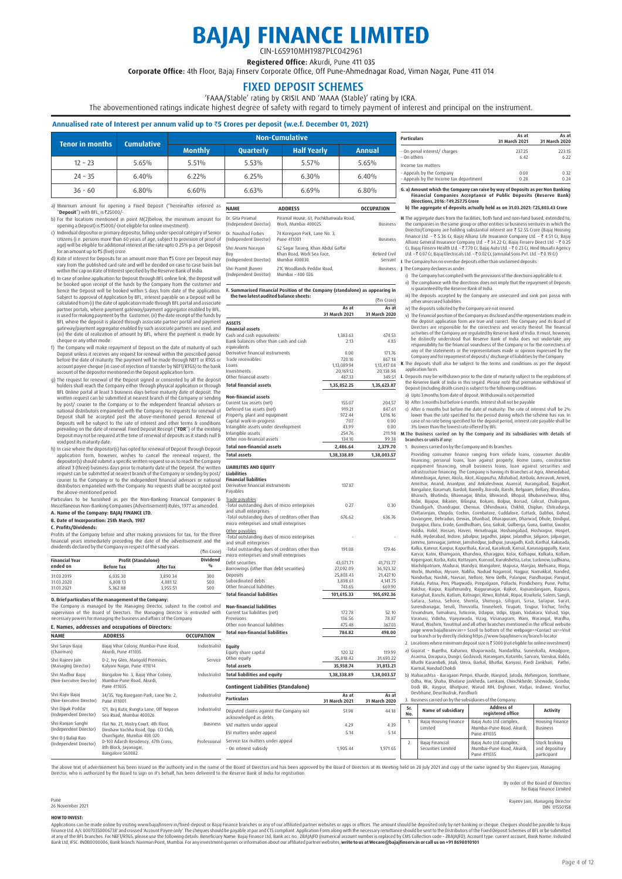# BAJAJ FINANCE LIMITED

CIN-L65910MH1987PLC042961

**Registered Office:** Akurdi, Pune 411 035

**Corporate Office:** 4th Floor, Bajaj Finserv Corporate Office, Off Pune-Ahmednagar Road, Viman Nagar, Pune 411 014

## FIXED DEPOSIT SCHEMES

'FAAA/Stable' rating by CRISIL AND 'MAAA (Stable)' rating by ICRA.

The abovementioned ratings indicate highest degree of safety with regard to timely payment of interest and principal on the instrument.

### Annualised rate of Interest per annum valid up to ₹5 Crores per deposit (w.e.f. December 01, 2021)

| Tenor in months | Cumulative | Non-Cumulative | | | |
|---|---|---|---|---|---|
| | | Monthly | Quarterly | Half Yearly | Annual |
| 12 – 23 | 5.65% | 5.51% | 5.53% | 5.57% | 5.65% |
| 24 – 35 | 6.40% | 6.22% | 6.25% | 6.30% | 6.40% |
| 36 - 60 | 6.80% | 6.60% | 6.63% | 6.69% | 6.80% |

a) Minimum amount for opening a Fixed Deposit ("hereinafter referred as "**Deposit**") with BFL, is ₹25000/-.

b) For the locations mentioned in point M(2)below, the minimum amount for opening a Deposit) is ₹5000/-(not eligible for online investment).

c) Individual depositor or primary depositor, falling under special category of Senior citizens (i.e. persons more than 60 years of age, subject to provision of proof of age) will be eligible for additional interest at the rate upto 0.25% p.a. per Deposit for an amount up to ₹5 (five) crore.

d) Rate of interest for Deposits for an amount more than ₹5 Crore per Deposit may vary from the published card rate and will be decided on case to case basis but within the cap on Rate of Interest specified by the Reserve Bank of India.

e) In case of online application for Deposit through BFL online link, the Deposit will be booked upon receipt of the funds by the Company from the customer and hence the Deposit will be booked within 5 days from date of the application. Subject to approval of Application by BFL, interest payable on a Deposit will be calculated from (i) the date of application made through BFL portal and associate partner portals, where payment gateway/payment aggregator enabled by BFL, is used for making payment by the Customer; (ii) the date receipt of the funds by BFL where the deposit is placed through associate partner portal and payment gateway/payment aggregator enabled by such associate partners are used; and (iii) the date of realization of amount by BFL, where the payment is made by cheque or any other mode.

f) The Company will make repayment of Deposit on the date of maturity of such Deposit unless it receives any request for renewal within the prescribed period before the date of maturity. The payment will be made through NEFT or RTGS or account payee cheque (in case of rejection of transfer by NEFT/RTGS) to the bank account of the depositor mentioned in the Deposit application form.

g) The request for renewal of the Deposit signed or consented by all the deposit holders shall reach the Company either through physical application or through BFL Online portal at least 3 business days before maturity date of Deposit. The written request can be submitted at nearest branch of the Company or sending by post/ courier to the Company or to the independent financial advisors or national distributors empaneled with the Company. No requests for renewal of Deposit shall be accepted post the above-mentioned period. Renewal of Deposits will be subject to the rate of interest and other terms & conditions prevailing on the date of renewal. Fixed Deposit Receipt ("**FDR**") of the existing Deposit may not be required at the time of renewal of deposits as it stands null & void post its maturity date.

h) In case where the depositor(s) has opted for renewal of Deposit through Deposit application form, however, wishes to cancel the renewal request, the depositor(s) should submit a specific written request so as to reach the Company atleast 3 (three) business days prior to maturity date of the Deposit. The written request can be submitted at nearest branch of the Company or sending by post/ courier to the Company or to the independent financial advisors or national distributors empaneled with the Company. No requests shall be accepted post the above-mentioned period.

Particulars to be furnished as per the Non-Banking Financial Companies & Miscellaneous Non-Banking Companies (Advertisement) Rules, 1977 as amended.

**A. Name of the Company: BAJAJ FINANCE LTD.**

**B. Date of Incorporation: 25th March, 1987**

**C. Profits/Dividends:**

Profits of the Company before and after making provisions for tax, for the three financial years immediately preceding the date of the advertisement and the dividends declared by the Company in respect of the said years.

(₹in Crore)

| Financial Year ended on | Profit (Standalone) | | Dividend % |
|---|---|---|---|
| | Before Tax | After Tax | |
| 31.03.2019 | 6,035.30 | 3,890.34 | 300 |
| 31.03.2020 | 6,808.13 | 4,881.12 | 500 |
| 31.03.2021 | 5,362.88 | 3,955.51 | 500 |

**D. Brief particulars of the management of the Company:**

The Company is managed by the Managing Director, subject to the control and supervision of the Board of Directors. The Managing Director is entrusted with necessary powers for managing the business and affairs of the Company.

**E. Names, addresses and occupations of Directors:**

| NAME | ADDRESS | OCCUPATION |
|---|---|---|
| Shri Sanjiv Bajaj (Chairman) | Bajaj Vihar Colony, Mumbai-Pune Road, Akurdi, Pune 411035. | Industrialist |
| Shri Rajeev Jain (Managing Director) | D-2, Ivy Glen, Marigold Premises, Kalyani Nagar, Pune 411014. | Service |
| Shri Madhur Bajaj (Non-Executive Director) | Bungalow No. 3, Bajaj Vihar Colony, Mumbai-Pune Road, Akurdi, Pune 411035. | Industrialist |
| Shri Rajiv Bajaj (Non-Executive Director) | 34/35, Yog Koregaon Park, Lane No. 2, Pune 411001. | Industrialist |
| Shri Dipak Poddar (Independent Director) | 171, Brij Kutir, Rungta Lane, Off Nepean Sea Road, Mumbai 400026. | Industrialist |
| Shri Ranjan Sanghi (Independent Director) | Flat No. 21, Mistry Court, 4th Floor, Dinshaw Vachha Road, Opp. CCI Club, Churchgate, Mumbai 400 020. | Business |
| Shri D J Balaji Rao (Independent Director) | D-103 Adarsh Residency, 47th Cross, 8th Block, Jayanagar, Bangalore 560082. | Professional |
| Dr. Gita Piramal (Independent Director) | Piramal House, 61, Pochkhanwala Road, Worli, Mumbai 400025. | Business |
| Dr. Naushad Forbes (Independent Director) | 74 Koregaon Park, Lane No. 3, Pune 411001 | Business |
| Shri Anami Narayan Roy (Independent Director) | 62 Sagar Tarang, Khan Abdul Gaffar Khan Road, Worli Sea Face, Mumbai 400030. | Retired Civil Servant |
| Shri Pramit Jhaveri (Independent Director) | 21C Woodlands Peddar Road, Mumbai – 400 026 | Business |

**F. Summarised Financial Position of the Company (standalone) as appearing in the two latest audited balance sheets:**

(₹in Crore)

| | As at 31 March 2021 | As at 31 March 2020 |
|---|---|---|
| **ASSETS** | | |
| **Financial assets** | | |
| Cash and cash equivalents | 1,383.63 | 674.53 |
| Bank balances other than cash and cash equivalents | 2.13 | 4.83 |
| Derivative financial instruments | 0.00 | 171.76 |
| Trade receivables | 720.10 | 867.18 |
| Loans | 1,13,089.94 | 1,13,417.08 |
| Investments | 20,169.12 | 20,138.98 |
| Other financial assets | 487.33 | 349.51 |
| **Total financial assets** | **1,35,852.25** | **1,35,623.87** |
| **Non-financial assets** | | |
| Current tax assets (net) | 155.07 | 204.57 |
| Deferred tax assets (net) | 919.21 | 847.61 |
| Property, plant and equipment | 972.44 | 1,016.16 |
| Capital work-in-progress | 7.07 | 0.00 |
| Intangible assets under development | 43.99 | 0.00 |
| Intangible assets | 254.76 | 211.98 |
| Other non-financial assets | 134.10 | 99.38 |
| **Total non-financial assets** | **2,486.64** | **2,379.70** |
| **Total assets** | **1,38,338.89** | **1,38,003.57** |
| **LIABILITIES AND EQUITY** | | |
| **Liabilities** | | |
| **Financial liabilities** | | |
| Derivative financial instruments | 137.87 | |
| Payables | | |
| Trade payables | | |
| -Total outstanding dues of micro enterprises and small enterprises | 0.27 | 0.30 |
| -Total outstanding dues of creditors other than micro enterprises and small enterprises | 676.62 | 636.76 |
| Other payables | | |
| -Total outstanding dues of micro enterprises and small enterprises | - | - |
| -Total outstanding dues of creditors other than micro enterprises and small enterprises | 191.08 | 179.46 |
| Debt securities | 43,071.71 | 41,713.77 |
| Borrowings (other than debt securities) | 27,092.09 | 36,923.32 |
| Deposits | 25,803.43 | 21,427.10 |
| Subordinated debts | 3,898.61 | 4,141.75 |
| Other financial liabilities | 743.65 | 669.90 |
| **Total financial liabilities** | **101,615.33** | **105,692.36** |
| **Non-financial liabilities** | | |
| Current tax liabilities (net) | 172.78 | 52.10 |
| Provisions | 136.56 | 78.87 |
| Other non-financial liabilities | 475.48 | 367.03 |
| **Total non-financial liabilities** | **784.82** | **498.00** |
| **Equity** | | |
| Equity share capital | 120.32 | 119.99 |
| Other equity | 35,818.42 | 31,693.22 |
| **Total assets** | **35,938.74** | **31,813.21** |
| **Total liabilities and equity** | **1,38,338.89** | **1,38,003.57** |

**Contingent Liabilities (Standalone)**

| Particulars | As at 31 March 2021 | As at 31 March 2020 |
|---|---|---|
| Disputed claims against the Company not acknowledged as debts | 51.98 | 44.18 |
| VAT matters under appeal | 4.29 | 4.39 |
| ESI matters under appeal | 5.14 | 5.14 |
| Service tax matters under appeal | | |
| - On interest subsidy | 1,905.44 | 1,971.65 |
| - On penal interest/ charges | 237.25 | 223.15 |
| - On others | 6.42 | 6.22 |
| Income tax matters: | | |
| - Appeals by the Company | 0.00 | 0.32 |
| - Appeals by the Income tax department | 0.28 | 0.24 |

**G. a) Amount which the Company can raise by way of Deposits as per Non Banking Financial Companies Acceptance of Public Deposits (Reserve Bank) Directions, 2016: ₹49,257.75 Crore**

**b) The aggregate of deposits actually held as on 31.03.2021: ₹25,803.43 Crore**

**H.** The aggregate dues from the facilities, both fund and non-fund based, extended to, the companies in the same group or other entities or business ventures in which the Director/Company are holding substantial interest are ₹ 52.55 Crore (Bajaj Housing Finance Ltd. – ₹ 5.36 Cr, Bajaj Allianz Life Insurance Company Ltd. – ₹ 4.51 Cr, Bajaj Allianz General Insurance Company Ltd. –₹ 34.22 Cr, Bajaj Finserv Direct Ltd. – ₹ 0.25 Cr, Bajaj Finserv Health Ltd. – ₹ 7.70 Cr, Bajaj Auto Ltd. – ₹ 0.23 Cr, Hind Musafir Agency Ltd. – ₹ 0.07 Cr, Bajaj Electricals Ltd. – ₹ 0.02 Cr, Jamnalal Sons Pvt. Ltd. – ₹ 0.19 Cr)

**I.** The Company has no overdue deposits other than unclaimed deposits.

**J.** The Company declares as under:

i) The Company has complied with the provisions of the directions applicable to it.

ii) The compliance with the directions does not imply that the repayment of Deposits is guaranteed by the Reserve Bank of India.

iii) The deposits accepted by the Company are unsecured and rank pari passu with other unsecured liabilities.

iv) The deposits solicited by the Company are not insured.

v) The Financial position of the Company as disclosed and the representations made in the deposit application form are true and correct. The Company and its Board of Directors are responsible for the correctness and veracity thereof. The financial activities of the Company are regulated by Reserve Bank of India. It must, however, be distinctly understood that Reserve Bank of India does not undertake any responsibility for the financial soundness of the Company or for the correctness of any of the statements or the representations made or opinion expressed by the Company and for repayment of deposits/ discharge of liabilities by the Company.

**K.** The deposits shall also be subject to the terms and conditions as per the deposit application form.

**L.** Deposits may be withdrawn prior to the date of maturity subject to the regulations of the Reserve Bank of India in this regard. Please note that premature withdrawal of Deposit (including death cases) is subject to the following conditions:

a) Upto 3 months from date of deposit: Withdrawal is not permitted

b) After 3 months but before 6 months: Interest shall not be payable

c) After 6 months but before the date of maturity: The rate of interest shall be 2% lower than the rate specified for the period during which the scheme has run. In case of no rate being specified for the deposit period, interest rate payable shall be 3% lower than the lowest rate offered by BFL.

**M.The Business carried on by the Company and its subsidiaries with details of branches or units if any:**

1. Business carried on by the Company and its branches:

Providing consumer finance ranging from vehicle loans, consumer durable financing, personal loans, loan against property, Home Loans, construction equipment financing, small business loans, loan against securities and infrastructure financing. The Company is having its Branches at Agra, Ahmedabad, Ahmednagar, Ajmer, Akola, Akot, Alappuzha, Allahabad, Ambala, Amravati, Amreli, Amritsar, Anand, Anantpur, and Ankaleshwar, Asansol, Aurangabad, Bagalkot, Bangalore, Baramati, Bardoli, Bareilly, Baroda, Barshi, Belgaum, Bellary, Bhandara, Bharuch, Bhatinda, Bhavnagar, Bhilai, Bhiwandi, Bhopal, Bhubaneshwar, Bhuj, Bidar, Bijapur, Bikaner, Bilaspur, Bokaro, Bolpur, Borsad, Calicut, Chalisgaon, Chandigarh, Chandrapur, Chennai, Chhindwara, Chikhli, Chiplun, Chitradurga, Chittaranjan, Chopda, Cochin, Coimbatore, Cuddalore, Cuttack, Dabhoi, Dahod, Davangere, Dehradun, Dewas, Dhanbad, Dharapuram, Dharwad, Dhule, Dindigul, Durgapur, Eluru, Erode, Gandhidham, Goa, Gokak, Gulberga, Guna, Guntur, Gwalior, Haldia, Halol, Hassan, Haveri, Himatnagar, Hoshangabad, Hoshiarpur, Hospet, Hubli, Hyderabad, Indore, Jabalpur, Jagadhri, Jaipur, Jalandhar, Jalgaon, Jalpaiguri, Jammu, Jamnagar, Jamner, Jamshedpur, Jodhpur, Junagadh, Kadi, Kaithal, Kakinada, Kalka, Kannur, Kanpur, Kapurthala, Karad, Karaikudi, Karnal, Karunagappally, Karur, Karvar, Katni, Khamgaon, Khandwa, Kharagpur, Kolar, Kolhapur, Kolkata, Kollam, Kopergaon, Korba, Kota, Kottayam, Kurnool, Kurukshetra, Latur, Lucknow, Ludhiana, Machilipatnam, Madurai, Mandya, Mangalore, Mapusa, Margao, Mehsana, Moga, Morbi, Mumbai, Mysore, Nabha, Nadiad Nagarcoil, Nagpur, Namakkal, Nanded, Nandurbar, Nashik, Navsari, Nellore, New Delhi, Palanpur, Pandharpur, Panipat, Patiala, Patna, Pen, Phagwada, Pimpalgaon, Pollachi, Pondicherry, Pune, Puttur, Raichur, Raipur, Rajahmundry, Rajgurunagar, Rajkot, Rajnandangaon, Rajpura, Ranaghat, Ranchi, Ratlam, Ratnagiri, Rewa, Rohtak, Ropar, Rourkela, Salem, Sangli, Satara, Satna, Sehore, Shimla, Shimoga, Siliguri, Sirsa, Solapur, Surat, Surendranagar, Tenali, Thiruvalla, Tirunelveli, Tirupati, Tirupur, Trichur, Trichy, Trivandrum, Tumakuru, Tuticorin, Udaipur, Udipi, Ujjain, Vadakara, Valsad, Vapi, Varanasi, Vidisha, Vijayawada, Vizag, Vizianagram, Wani, Warangal, Wardha, Warud, Washim, Yavatmal and all other branches mentioned in the official website page www.bajajfinserv.in=> Scroll to bottom of the webpage=>Contact us=>Visit our branch or by directly clicking https://www.bajajfinserv.in/branch-locator

2. Locations where minimum deposit size is ₹ 5000 (not eligible for online investment)

a) Gujarat – Bujetha, Kahanva, Khaparwada, Nandarkha, Sunevkalla, Amadpore, Asarma, Darapura, Dungri, Godavadi, Harangam, Kotambi, Sarvani, Vanskui, Balda, Bhathi Karambeli, Jitali, Umra, Barkal, Bhatlai, Kanyasi, Pardi Zankhari, Pathri, Karmal, Handod Chokdi

b) Maharashtra - Baragaon Pimpri, Kharde, Manjrod, Jatoda, Mehergaon, Somthane, Odha, War, Shaha, Bhatane Javkheda, Lamkani, Chinchkhede, Shewade, Gondur, Dodi Bk, Raypur, Bhatpure, Warud MH, Dighawe, Vadjai, Indawe, Vinchur, Devbhane, Deur Budruk, Pandhurli

3. Business carried on by the subsidiaries of the Company:

| Sr. No. | Name of subsidiary | Address of registered office | Activity |
|---|---|---|---|
| 1. | Bajaj Housing Finance Limited | Bajaj Auto Ltd complex, Mumbai-Pune Road, Akurdi, Pune 411035 | Housing Finance Business |
| 2. | Bajaj Financial Securities Limited | Bajaj Auto Ltd complex, Mumbai-Pune Road, Akurdi, Pune 411035 | Stock broking and depository participant |

The above text of advertisement has been issued on the authority and in the name of the Board of Directors and has been approved by the Board of Directors at its Meeting held on 20 July 2021 and copy of the same signed by Shri Rajeev Jain, Managing Director, who is authorized by the Board to sign on it's behalf, has been delivered to the Reserve Bank of India for registration.

By order of the Board of Directors
for Bajaj Finance Limited

Pune
26 November 2021

Rajeev Jain, Managing Director
DIN: 01550158

**HOW TO INVEST:**

Applications can be made online by visiting www.bajajfinserv.in/fixed-deposit or Bajaj Finance branches or any of our affiliated partner websites or apps or offices. The amount should be deposited only by net-banking or cheque. Cheques should be payable to Bajaj Finance Ltd. A/c 00070350006738' and crossed 'Account Payee only'. The cheques should be payable at par and CTS compliant. Application Form along with the necessary remittance should be sent to the Distributors of the Fixed Deposit Schemes of BFL or be submitted at any of the BFL branches. For NEFT/RTGS, please use the following details: Beneficiary Name: Bajaj Finance Ltd, Bank acc no.: ZBAJAJFD (numerical account number is replaced by CMS Collection code – ZBAJAJFD), Account type: current account, Bank Name: IndusInd Bank Ltd, IFSC: INDB0000006, Bank branch: Nariman Point, Mumbai. For any investment queries or information about our affiliated partner websites, **write to us at Wecare@bajajfinserv.in or call us on +91 8698010101**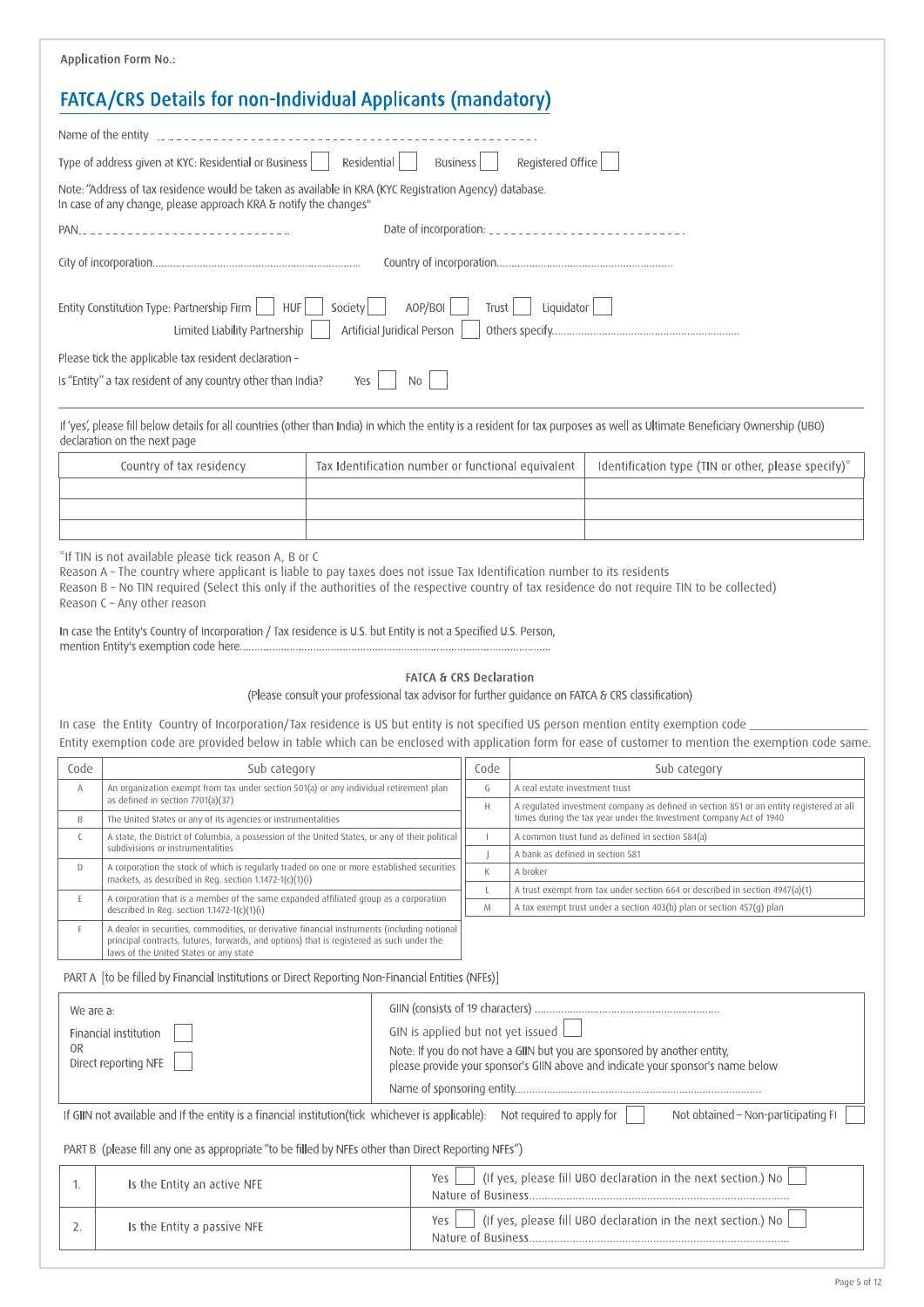Application Form No.:

## FATCA/CRS Details for non-Individual Applicants (mandatory)

Name of the entity ..................................................

Type of address given at KYC: Residential or Business ☐ Residential ☐ Business ☐ Registered Office ☐

Note: "Address of tax residence would be taken as available in KRA (KYC Registration Agency) database. In case of any change, please approach KRA & notify the changes"

PAN.................................... Date of incorporation: ....................................

City of incorporation.................................... Country of incorporation....................................

Entity Constitution Type: Partnership Firm ☐ HUF ☐ Society ☐ AOP/BOI ☐ Trust ☐ Liquidator ☐
Limited Liability Partnership ☐ Artificial Juridical Person ☐ Others specify....................................

Please tick the applicable tax resident declaration –

Is "Entity" a tax resident of any country other than India? Yes ☐ No ☐

If 'yes', please fill below details for all countries (other than India) in which the entity is a resident for tax purposes as well as Ultimate Beneficiary Ownership (UBO) declaration on the next page

| Country of tax residency | Tax Identification number or functional equivalent | Identification type (TIN or other, please specify)* |
|---|---|---|
| | | |
| | | |
| | | |

*If TIN is not available please tick reason A, B or C
Reason A – The country where applicant is liable to pay taxes does not issue Tax Identification number to its residents
Reason B – No TIN required (Select this only if the authorities of the respective country of tax residence do not require TIN to be collected)
Reason C – Any other reason

In case the Entity's Country of Incorporation / Tax residence is U.S. but Entity is not a Specified U.S. Person, mention Entity's exemption code here....................................

### FATCA & CRS Declaration

(Please consult your professional tax advisor for further guidance on FATCA & CRS classification)

In case the Entity Country of Incorporation/Tax residence is US but entity is not specified US person mention entity exemption code ________________
Entity exemption code are provided below in table which can be enclosed with application form for ease of customer to mention the exemption code same.

| Code | Sub category |
|---|---|
| A | An organization exempt from tax under section 501(a) or any individual retirement plan as defined in section 7701(a)(37) |
| B | The United States or any of its agencies or instrumentalities |
| C | A state, the District of Columbia, a possession of the United States, or any of their political subdivisions or instrumentalities |
| D | A corporation the stock of which is regularly traded on one or more established securities markets, as described in Reg. section 1.1472-1(c)(1)(i) |
| E | A corporation that is a member of the same expanded affiliated group as a corporation described in Reg. section 1.1472-1(c)(1)(i) |
| F | A dealer in securities, commodities, or derivative financial instruments (including notional principal contracts, futures, forwards, and options) that is registered as such under the laws of the United States or any state |
| G | A real estate investment trust |
| H | A regulated investment company as defined in section 851 or an entity registered at all times during the tax year under the Investment Company Act of 1940 |
| I | A common trust fund as defined in section 584(a) |
| J | A bank as defined in section 581 |
| K | A broker |
| L | A trust exempt from tax under section 664 or described in section 4947(a)(1) |
| M | A tax exempt trust under a section 403(b) plan or section 457(g) plan |

PART A [to be filled by Financial Institutions or Direct Reporting Non-Financial Entities (NFEs)]

| We are a: | |
|---|---|
| Financial institution ☐ OR Direct reporting NFE ☐ | GIIN (consists of 19 characters) .................................... GIIN is applied but not yet issued ☐ Note: If you do not have a GIIN but you are sponsored by another entity, please provide your sponsor's GIIN above and indicate your sponsor's name below. Name of sponsoring entity.................................... |

If GIIN not available and If the entity is a financial institution(tick whichever is applicable): Not required to apply for ☐ Not obtained – Non-participating FI ☐

PART B (please fill any one as appropriate "to be filled by NFEs other than Direct Reporting NFEs")

| | | |
|---|---|---|
| 1. | Is the Entity an active NFE | Yes ☐ (If yes, please fill UBO declaration in the next section.) No ☐ Nature of Business.................................... |
| 2. | Is the Entity a passive NFE | Yes ☐ (If yes, please fill UBO declaration in the next section.) No ☐ Nature of Business.................................... |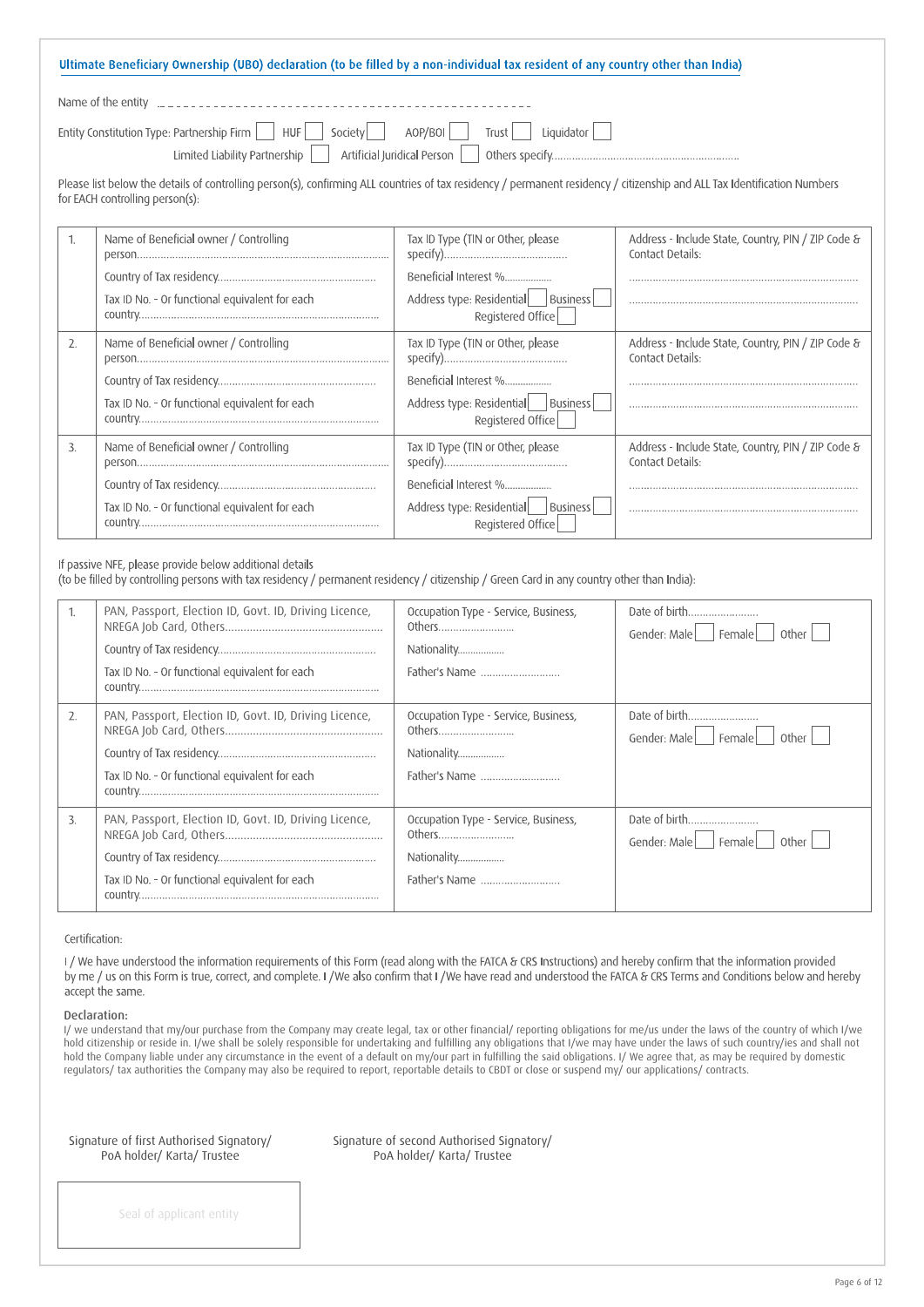## Ultimate Beneficiary Ownership (UBO) declaration (to be filled by a non-individual tax resident of any country other than India)

Name of the entity ...................................................................

Entity Constitution Type: Partnership Firm ☐ HUF ☐ Society ☐ AOP/BOI ☐ Trust ☐ Liquidator ☐ Limited Liability Partnership ☐ Artificial Juridical Person ☐ Others specify..............................................................

Please list below the details of controlling person(s), confirming ALL countries of tax residency / permanent residency / citizenship and ALL Tax Identification Numbers for EACH controlling person(s):

| | | | |
|---|---|---|---|
| 1. | Name of Beneficial owner / Controlling person.......................................<br>Country of Tax residency..........................................<br>Tax ID No. - Or functional equivalent for each country.............................................. | Tax ID Type (TIN or Other, please specify)..........................................<br>Beneficial Interest %..................<br>Address type: Residential ☐ Business ☐ Registered Office ☐ | Address - Include State, Country, PIN / ZIP Code & Contact Details:<br>..............................................................................<br>.............................................................................. |
| 2. | Name of Beneficial owner / Controlling person.......................................<br>Country of Tax residency..........................................<br>Tax ID No. - Or functional equivalent for each country.............................................. | Tax ID Type (TIN or Other, please specify)..........................................<br>Beneficial Interest %..................<br>Address type: Residential ☐ Business ☐ Registered Office ☐ | Address - Include State, Country, PIN / ZIP Code & Contact Details:<br>..............................................................................<br>.............................................................................. |
| 3. | Name of Beneficial owner / Controlling person.......................................<br>Country of Tax residency..........................................<br>Tax ID No. - Or functional equivalent for each country.............................................. | Tax ID Type (TIN or Other, please specify)..........................................<br>Beneficial Interest %..................<br>Address type: Residential ☐ Business ☐ Registered Office ☐ | Address - Include State, Country, PIN / ZIP Code & Contact Details:<br>..............................................................................<br>.............................................................................. |

If passive NFE, please provide below additional details
(to be filled by controlling persons with tax residency / permanent residency / citizenship / Green Card in any country other than India):

| | | | |
|---|---|---|---|
| 1. | PAN, Passport, Election ID, Govt. ID, Driving Licence, NREGA Job Card, Others...................................................<br>Country of Tax residency..........................................<br>Tax ID No. - Or functional equivalent for each country.............................................. | Occupation Type - Service, Business, Others..........................<br>Nationality.................<br>Father's Name .......................... | Date of birth........................<br>Gender: Male ☐ Female ☐ Other ☐ |
| 2. | PAN, Passport, Election ID, Govt. ID, Driving Licence, NREGA Job Card, Others...................................................<br>Country of Tax residency..........................................<br>Tax ID No. - Or functional equivalent for each country.............................................. | Occupation Type - Service, Business, Others..........................<br>Nationality.................<br>Father's Name .......................... | Date of birth........................<br>Gender: Male ☐ Female ☐ Other ☐ |
| 3. | PAN, Passport, Election ID, Govt. ID, Driving Licence, NREGA Job Card, Others...................................................<br>Country of Tax residency..........................................<br>Tax ID No. - Or functional equivalent for each country.............................................. | Occupation Type - Service, Business, Others..........................<br>Nationality.................<br>Father's Name .......................... | Date of birth........................<br>Gender: Male ☐ Female ☐ Other ☐ |

Certification:

I / We have understood the information requirements of this Form (read along with the FATCA & CRS Instructions) and hereby confirm that the information provided by me / us on this Form is true, correct, and complete. I /We also confirm that I /We have read and understood the FATCA & CRS Terms and Conditions below and hereby accept the same.

**Declaration:**

I/ we understand that my/our purchase from the Company may create legal, tax or other financial/ reporting obligations for me/us under the laws of the country of which I/we hold citizenship or reside in. I/we shall be solely responsible for undertaking and fulfilling any obligations that I/we may have under the laws of such country/ies and shall not hold the Company liable under any circumstance in the event of a default on my/our part in fulfilling the said obligations. I/ We agree that, as may be required by domestic regulators/ tax authorities the Company may also be required to report, reportable details to CBDT or close or suspend my/ our applications/ contracts.

Signature of first Authorised Signatory/ PoA holder/ Karta/ Trustee

Signature of second Authorised Signatory/ PoA holder/ Karta/ Trustee

Seal of applicant entity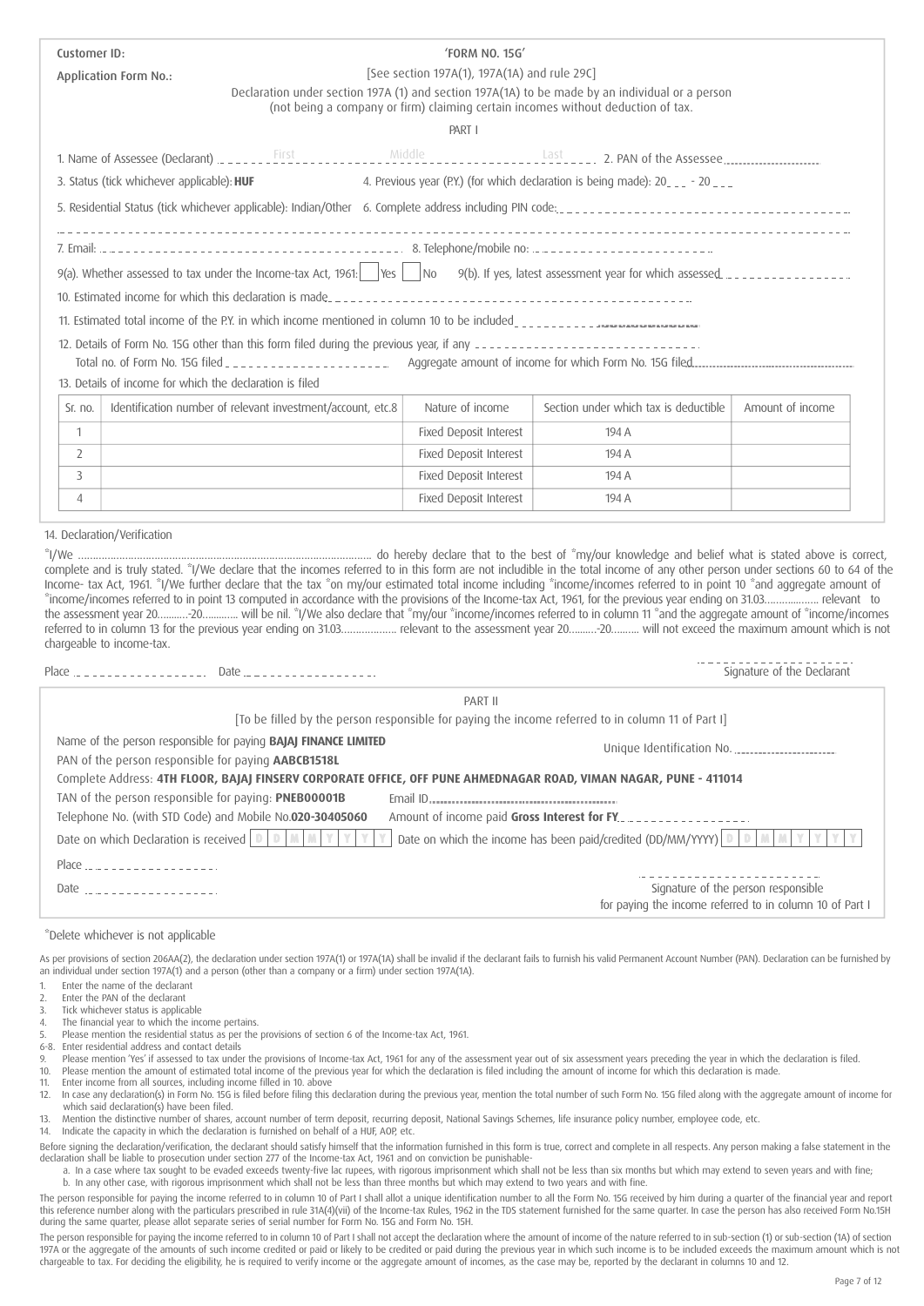Customer ID:

Application Form No.:

# 'FORM NO. 15G'

[See section 197A(1), 197A(1A) and rule 29C]

Declaration under section 197A (1) and section 197A(1A) to be made by an individual or a person (not being a company or firm) claiming certain incomes without deduction of tax.

## PART I

1. Name of Assessee (Declarant) ______ First ______ Middle ______ Last ______ 2. PAN of the Assessee ______

3. Status (tick whichever applicable): **HUF** 4. Previous year (P.Y.) (for which declaration is being made): 20__ - 20__

5. Residential Status (tick whichever applicable): Indian/Other 6. Complete address including PIN code: ______

7. Email: ______ 8. Telephone/mobile no: ______

9(a). Whether assessed to tax under the Income-tax Act, 1961: ☐ Yes ☐ No 9(b). If yes, latest assessment year for which assessed ______

10. Estimated income for which this declaration is made ______

11. Estimated total income of the P.Y. in which income mentioned in column 10 to be included ______

12. Details of Form No. 15G other than this form filed during the previous year, if any ______
Total no. of Form No. 15G filed ______ Aggregate amount of income for which Form No. 15G filed ______

13. Details of income for which the declaration is filed

| Sr. no. | Identification number of relevant investment/account, etc.8 | Nature of income | Section under which tax is deductible | Amount of income |
|---|---|---|---|---|
| 1 | | Fixed Deposit Interest | 194 A | |
| 2 | | Fixed Deposit Interest | 194 A | |
| 3 | | Fixed Deposit Interest | 194 A | |
| 4 | | Fixed Deposit Interest | 194 A | |

14. Declaration/Verification

*I/We ............................................ do hereby declare that to the best of *my/our knowledge and belief what is stated above is correct, complete and is truly stated. *I/We declare that the incomes referred to in this form are not includible in the total income of any other person under sections 60 to 64 of the Income- tax Act, 1961. *I/We further declare that the tax *on my/our estimated total income including *income/incomes referred to in point 10 *and aggregate amount of *income/incomes referred to in point 13 computed in accordance with the provisions of the Income-tax Act, 1961, for the previous year ending on 31.03.................. relevant to the assessment year 20..........-20............ will be nil. *I/We also declare that *my/our *income/incomes referred to in column 11 *and the aggregate amount of *income/incomes referred to in column 13 for the previous year ending on 31.03.................. relevant to the assessment year 20..........-20.......... will not exceed the maximum amount which is not chargeable to income-tax.

Place ______ Date ______

Signature of the Declarant

## PART II

[To be filled by the person responsible for paying the income referred to in column 11 of Part I]

Name of the person responsible for paying **BAJAJ FINANCE LIMITED**

Unique Identification No. ______

PAN of the person responsible for paying **AABCB1518L**

Complete Address: **4TH FLOOR, BAJAJ FINSERV CORPORATE OFFICE, OFF PUNE AHMEDNAGAR ROAD, VIMAN NAGAR, PUNE - 411014**

TAN of the person responsible for paying: **PNEB00001B** Email ID ______

Telephone No. (with STD Code) and Mobile No.**020-30405060** Amount of income paid **Gross Interest for FY** ______

Date on which Declaration is received D D M M Y Y Y Y Date on which the income has been paid/credited (DD/MM/YYYY) D D M M Y Y Y Y

Place ______

Date ______

Signature of the person responsible for paying the income referred to in column 10 of Part I

*Delete whichever is not applicable

As per provisions of section 206AA(2), the declaration under section 197A(1) or 197A(1A) shall be invalid if the declarant fails to furnish his valid Permanent Account Number (PAN). Declaration can be furnished by an individual under section 197A(1) and a person (other than a company or a firm) under section 197A(1A).

1. Enter the name of the declarant
2. Enter the PAN of the declarant
3. Tick whichever status is applicable
4. The financial year to which the income pertains.
5. Please mention the residential status as per the provisions of section 6 of the Income-tax Act, 1961.

6-8. Enter residential address and contact details

9. Please mention 'Yes' if assessed to tax under the provisions of Income-tax Act, 1961 for any of the assessment year out of six assessment years preceding the year in which the declaration is filed.
10. Please mention the amount of estimated total income of the previous year for which the declaration is filed including the amount of income for which this declaration is made.
11. Enter income from all sources, including income filled in 10. above
12. In case any declaration(s) in Form No. 15G is filed before filing this declaration during the previous year, mention the total number of such Form No. 15G filed along with the aggregate amount of income for which said declaration(s) have been filed.
13. Mention the distinctive number of shares, account number of term deposit, recurring deposit, National Savings Schemes, life insurance policy number, employee code, etc.
14. Indicate the capacity in which the declaration is furnished on behalf of a HUF, AOP, etc.

Before signing the declaration/verification, the declarant should satisfy himself that the information furnished in this form is true, correct and complete in all respects. Any person making a false statement in the declaration shall be liable to prosecution under section 277 of the Income-tax Act, 1961 and on conviction be punishable-

a. In a case where tax sought to be evaded exceeds twenty-five lac rupees, with rigorous imprisonment which shall not be less than six months but which may extend to seven years and with fine;
b. In any other case, with rigorous imprisonment which shall not be less than three months but which may extend to two years and with fine.

The person responsible for paying the income referred to in column 10 of Part I shall allot a unique identification number to all the Form No. 15G received by him during a quarter of the financial year and report this reference number along with the particulars prescribed in rule 31A(4)(vii) of the Income-tax Rules, 1962 in the TDS statement furnished for the same quarter. In case the person has also received Form No.15H during the same quarter, please allot separate series of serial number for Form No. 15G and Form No. 15H.

The person responsible for paying the income referred to in column 10 of Part I shall not accept the declaration where the amount of income of the nature referred to in sub-section (1) or sub-section (1A) of section 197A or the aggregate of the amounts of such income credited or paid or likely to be credited or paid during the previous year in which such income is to be included exceeds the maximum amount which is not chargeable to tax. For deciding the eligibility, he is required to verify income or the aggregate amount of incomes, as the case may be, reported by the declarant in columns 10 and 12.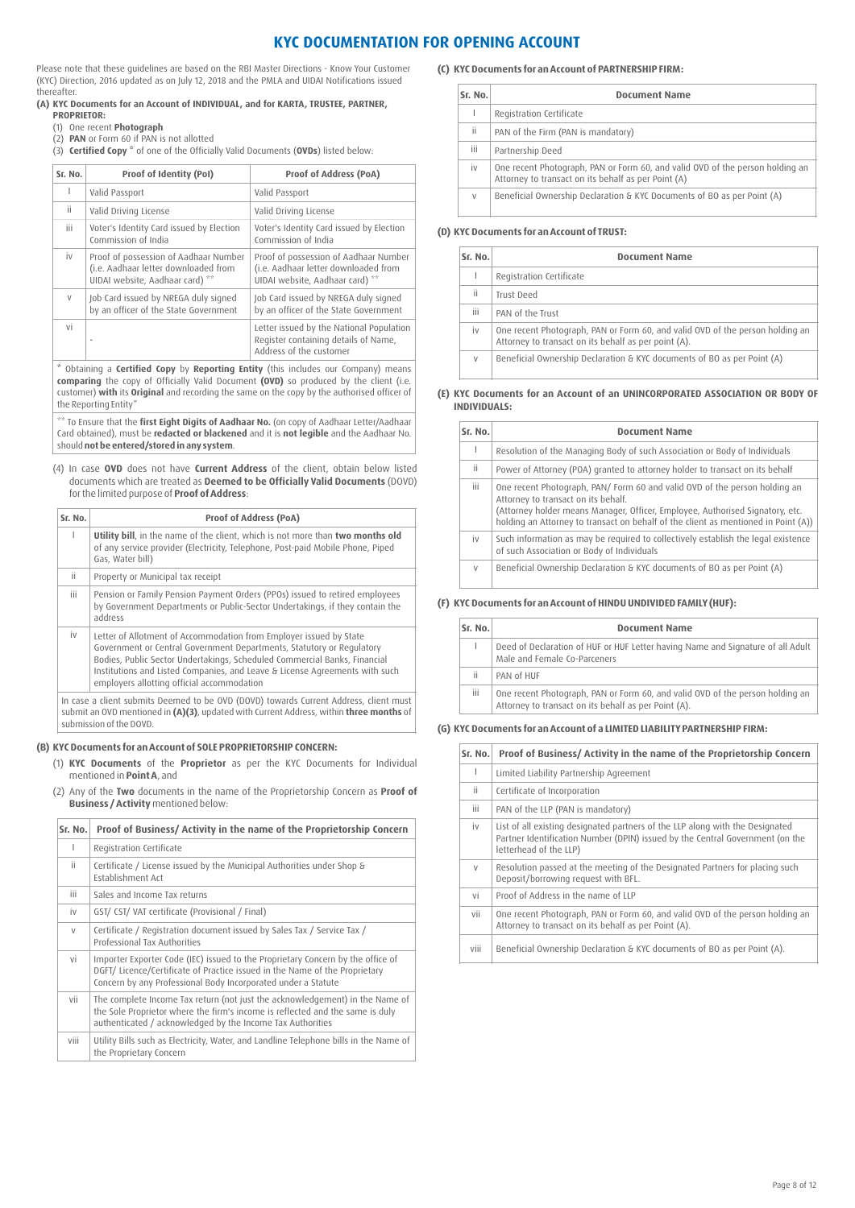# KYC DOCUMENTATION FOR OPENING ACCOUNT

Please note that these guidelines are based on the RBI Master Directions - Know Your Customer (KYC) Direction, 2016 updated as on July 12, 2018 and the PMLA and UIDAI Notifications issued thereafter.

**(A) KYC Documents for an Account of INDIVIDUAL, and for KARTA, TRUSTEE, PARTNER, PROPRIETOR:**

(1) One recent **Photograph**

(2) **PAN** or Form 60 if PAN is not allotted

(3) **Certified Copy** * of one of the Officially Valid Documents (**OVDs**) listed below:

| Sr. No. | Proof of Identity (PoI) | Proof of Address (PoA) |
|---|---|---|
| I | Valid Passport | Valid Passport |
| ii | Valid Driving License | Valid Driving License |
| iii | Voter's Identity Card issued by Election Commission of India | Voter's Identity Card issued by Election Commission of India |
| iv | Proof of possession of Aadhaar Number (i.e. Aadhaar letter downloaded from UIDAI website, Aadhaar card) ** | Proof of possession of Aadhaar Number (i.e. Aadhaar letter downloaded from UIDAI website, Aadhaar card) ** |
| v | Job Card issued by NREGA duly signed by an officer of the State Government | Job Card issued by NREGA duly signed by an officer of the State Government |
| vi | - | Letter issued by the National Population Register containing details of Name, Address of the customer |

* Obtaining a **Certified Copy** by **Reporting Entity** (this includes our Company) means **comparing** the copy of Officially Valid Document **(OVD)** so produced by the client (i.e. customer) **with** its **Original** and recording the same on the copy by the authorised officer of the Reporting Entity"

** To Ensure that the **first Eight Digits of Aadhaar No.** (on copy of Aadhaar Letter/Aadhaar Card obtained), must be **redacted or blackened** and it is **not legible** and the Aadhaar No. should **not be entered/stored in any system**.

(4) In case **OVD** does not have **Current Address** of the client, obtain below listed documents which are treated as **Deemed to be Officially Valid Documents** (DOVD) for the limited purpose of **Proof of Address**:

| Sr. No. | Proof of Address (PoA) |
|---|---|
| I | **Utility bill**, in the name of the client, which is not more than **two months old** of any service provider (Electricity, Telephone, Post-paid Mobile Phone, Piped Gas, Water bill) |
| ii | Property or Municipal tax receipt |
| iii | Pension or Family Pension Payment Orders (PPOs) issued to retired employees by Government Departments or Public-Sector Undertakings, if they contain the address |
| iv | Letter of Allotment of Accommodation from Employer issued by State Government or Central Government Departments, Statutory or Regulatory Bodies, Public Sector Undertakings, Scheduled Commercial Banks, Financial Institutions and Listed Companies, and Leave & License Agreements with such employers allotting official accommodation |

In case a client submits Deemed to be OVD (DOVD) towards Current Address, client must submit an OVD mentioned in **(A)(3)**, updated with Current Address, within **three months** of submission of the DOVD.

**(B) KYC Documents for an Account of SOLE PROPRIETORSHIP CONCERN:**

(1) **KYC Documents** of the **Proprietor** as per the KYC Documents for Individual mentioned in **Point A**, and

(2) Any of the **Two** documents in the name of the Proprietorship Concern as **Proof of Business / Activity** mentioned below:

| Sr. No. | Proof of Business/ Activity in the name of the Proprietorship Concern |
|---|---|
| I | Registration Certificate |
| ii | Certificate / License issued by the Municipal Authorities under Shop & Establishment Act |
| iii | Sales and Income Tax returns |
| iv | GST/ CST/ VAT certificate (Provisional / Final) |
| v | Certificate / Registration document issued by Sales Tax / Service Tax / Professional Tax Authorities |
| vi | Importer Exporter Code (IEC) issued to the Proprietary Concern by the office of DGFT/ Licence/Certificate of Practice issued in the Name of the Proprietary Concern by any Professional Body Incorporated under a Statute |
| vii | The complete Income Tax return (not just the acknowledgement) in the Name of the Sole Proprietor where the firm's income is reflected and the same is duly authenticated / acknowledged by the Income Tax Authorities |
| viii | Utility Bills such as Electricity, Water, and Landline Telephone bills in the Name of the Proprietary Concern |

**(C) KYC Documents for an Account of PARTNERSHIP FIRM:**

| Sr. No. | Document Name |
|---|---|
| I | Registration Certificate |
| ii | PAN of the Firm (PAN is mandatory) |
| iii | Partnership Deed |
| iv | One recent Photograph, PAN or Form 60, and valid OVD of the person holding an Attorney to transact on its behalf as per Point (A) |
| v | Beneficial Ownership Declaration & KYC Documents of BO as per Point (A) |

**(D) KYC Documents for an Account of TRUST:**

| Sr. No. | Document Name |
|---|---|
| I | Registration Certificate |
| ii | Trust Deed |
| iii | PAN of the Trust |
| iv | One recent Photograph, PAN or Form 60, and valid OVD of the person holding an Attorney to transact on its behalf as per point (A). |
| v | Beneficial Ownership Declaration & KYC Documents of BO as per Point (A) |

**(E) KYC Documents for an Account of an UNINCORPORATED ASSOCIATION OR BODY OF INDIVIDUALS:**

| Sr. No. | Document Name |
|---|---|
| I | Resolution of the Managing Body of such Association or Body of Individuals |
| ii | Power of Attorney (POA) granted to attorney holder to transact on its behalf |
| iii | One recent Photograph, PAN/ Form 60 and valid OVD of the person holding an Attorney to transact on its behalf. (Attorney holder means Manager, Officer, Employee, Authorised Signatory, etc. holding an Attorney to transact on behalf of the client as mentioned in Point (A)) |
| iv | Such information as may be required to collectively establish the legal existence of such Association or Body of Individuals |
| v | Beneficial Ownership Declaration & KYC documents of BO as per Point (A) |

**(F) KYC Documents for an Account of HINDU UNDIVIDED FAMILY (HUF):**

| Sr. No. | Document Name |
|---|---|
| I | Deed of Declaration of HUF or HUF Letter having Name and Signature of all Adult Male and Female Co-Parceners |
| ii | PAN of HUF |
| iii | One recent Photograph, PAN or Form 60, and valid OVD of the person holding an Attorney to transact on its behalf as per Point (A). |

**(G) KYC Documents for an Account of a LIMITED LIABILITY PARTNERSHIP FIRM:**

| Sr. No. | Proof of Business/ Activity in the name of the Proprietorship Concern |
|---|---|
| I | Limited Liability Partnership Agreement |
| ii | Certificate of Incorporation |
| iii | PAN of the LLP (PAN is mandatory) |
| iv | List of all existing designated partners of the LLP along with the Designated Partner Identification Number (DPIN) issued by the Central Government (on the letterhead of the LLP) |
| v | Resolution passed at the meeting of the Designated Partners for placing such Deposit/borrowing request with BFL. |
| vi | Proof of Address in the name of LLP |
| vii | One recent Photograph, PAN or Form 60, and valid OVD of the person holding an Attorney to transact on its behalf as per Point (A). |
| viii | Beneficial Ownership Declaration & KYC documents of BO as per Point (A). |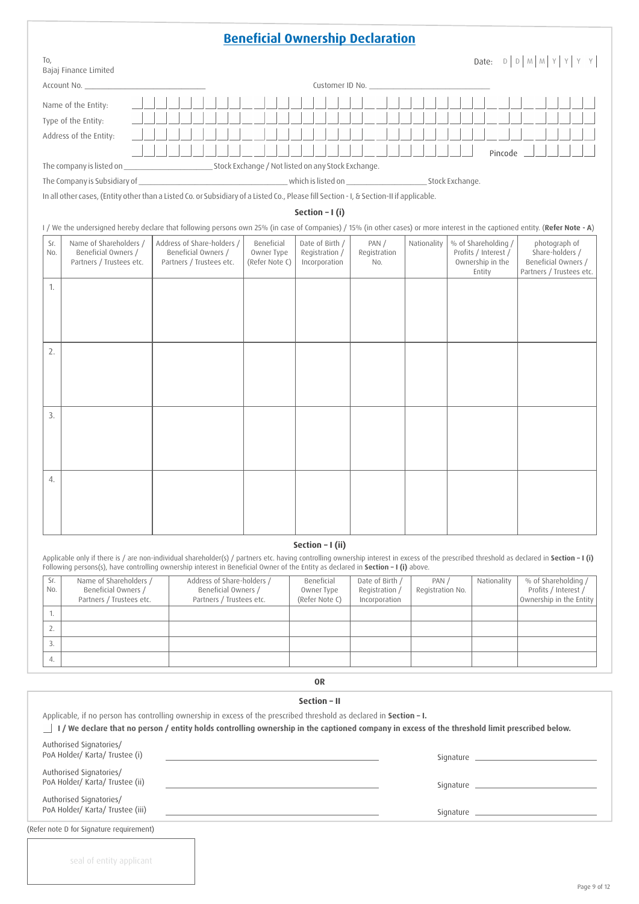# Beneficial Ownership Declaration

To,
Bajaj Finance Limited

Date: D D M M Y Y Y Y

Account No. ____________________ Customer ID No. ____________________

Name of the Entity: ____________________

Type of the Entity: ____________________

Address of the Entity: ____________________

____________________ Pincode ______

The company is listed on ____________________ Stock Exchange / Not listed on any Stock Exchange.

The Company is Subsidiary of ____________________ which is listed on ____________________ Stock Exchange.

In all other cases, (Entity other than a Listed Co. or Subsidiary of a Listed Co., Please fill Section - I, & Section-II if applicable.

## Section – I (i)

I / We the undersigned hereby declare that following persons own 25% (in case of Companies) / 15% (in other cases) or more interest in the captioned entity. (**Refer Note - A**)

| Sr. No. | Name of Shareholders / Beneficial Owners / Partners / Trustees etc. | Address of Share-holders / Beneficial Owners / Partners / Trustees etc. | Beneficial Owner Type (Refer Note C) | Date of Birth / Registration / Incorporation | PAN / Registration No. | Nationality | % of Shareholding / Profits / Interest / Ownership in the Entity | photograph of Share-holders / Beneficial Owners / Partners / Trustees etc. |
|---|---|---|---|---|---|---|---|---|
| 1. | | | | | | | | |
| 2. | | | | | | | | |
| 3. | | | | | | | | |
| 4. | | | | | | | | |

## Section – I (ii)

Applicable only if there is / are non-individual shareholder(s) / partners etc. having controlling ownership interest in excess of the prescribed threshold as declared in **Section – I (i)**
Following persons(s), have controlling ownership interest in Beneficial Owner of the Entity as declared in **Section – I (i)** above.

| Sr. No. | Name of Shareholders / Beneficial Owners / Partners / Trustees etc. | Address of Share-holders / Beneficial Owners / Partners / Trustees etc. | Beneficial Owner Type (Refer Note C) | Date of Birth / Registration / Incorporation | PAN / Registration No. | Nationality | % of Shareholding / Profits / Interest / Ownership in the Entity |
|---|---|---|---|---|---|---|---|
| 1. | | | | | | | |
| 2. | | | | | | | |
| 3. | | | | | | | |
| 4. | | | | | | | |

**OR**

## Section – II

Applicable, if no person has controlling ownership in excess of the prescribed threshold as declared in **Section – I.**

☐ **I / We declare that no person / entity holds controlling ownership in the captioned company in excess of the threshold limit prescribed below.**

Authorised Signatories/ PoA Holder/ Karta/ Trustee (i) ____________________ Signature ____________________

Authorised Signatories/ PoA Holder/ Karta/ Trustee (ii) ____________________ Signature ____________________

Authorised Signatories/ PoA Holder/ Karta/ Trustee (iii) ____________________ Signature ____________________

(Refer note D for Signature requirement)

seal of entity applicant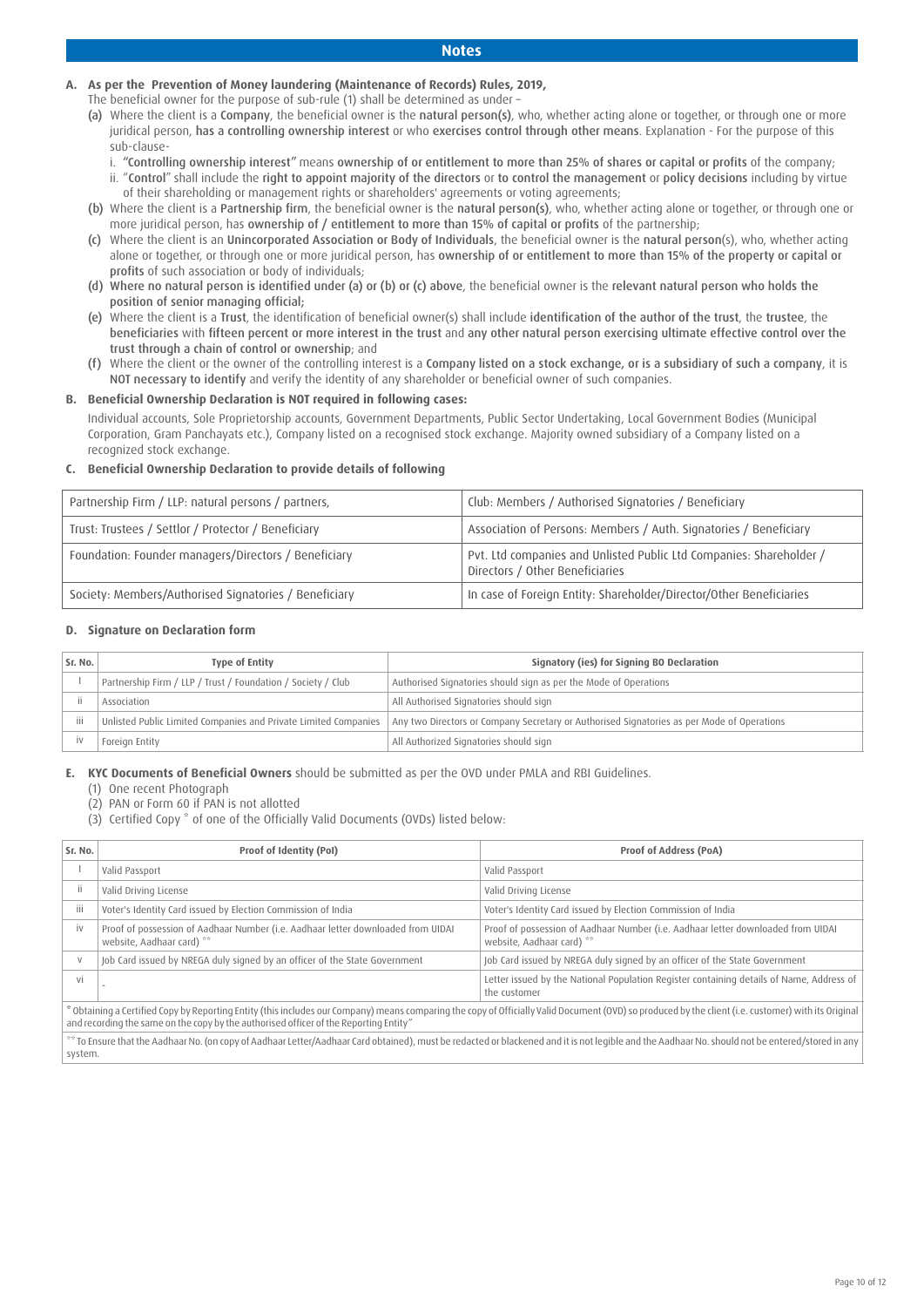## Notes

**A. As per the Prevention of Money laundering (Maintenance of Records) Rules, 2019,**

The beneficial owner for the purpose of sub-rule (1) shall be determined as under –

(a) Where the client is a Company, the beneficial owner is the natural person(s), who, whether acting alone or together, or through one or more juridical person, has a controlling ownership interest or who exercises control through other means. Explanation - For the purpose of this sub-clause-

   i. "Controlling ownership interest" means ownership of or entitlement to more than 25% of shares or capital or profits of the company;

   ii. "Control" shall include the right to appoint majority of the directors or to control the management or policy decisions including by virtue of their shareholding or management rights or shareholders' agreements or voting agreements;

(b) Where the client is a Partnership firm, the beneficial owner is the natural person(s), who, whether acting alone or together, or through one or more juridical person, has ownership of / entitlement to more than 15% of capital or profits of the partnership;

(c) Where the client is an Unincorporated Association or Body of Individuals, the beneficial owner is the natural person(s), who, whether acting alone or together, or through one or more juridical person, has ownership of or entitlement to more than 15% of the property or capital or profits of such association or body of individuals;

(d) **Where no natural person is identified under (a) or (b) or (c) above**, the beneficial owner is the relevant natural person who holds the position of senior managing official;

(e) Where the client is a Trust, the identification of beneficial owner(s) shall include identification of the author of the trust, the trustee, the beneficiaries with fifteen percent or more interest in the trust and any other natural person exercising ultimate effective control over the trust through a chain of control or ownership; and

(f) Where the client or the owner of the controlling interest is a Company listed on a stock exchange, or is a subsidiary of such a company, it is NOT necessary to identify and verify the identity of any shareholder or beneficial owner of such companies.

**B. Beneficial Ownership Declaration is NOT required in following cases:**

Individual accounts, Sole Proprietorship accounts, Government Departments, Public Sector Undertaking, Local Government Bodies (Municipal Corporation, Gram Panchayats etc.), Company listed on a recognised stock exchange. Majority owned subsidiary of a Company listed on a recognized stock exchange.

**C. Beneficial Ownership Declaration to provide details of following**

| | |
|---|---|
| Partnership Firm / LLP: natural persons / partners, | Club: Members / Authorised Signatories / Beneficiary |
| Trust: Trustees / Settlor / Protector / Beneficiary | Association of Persons: Members / Auth. Signatories / Beneficiary |
| Foundation: Founder managers/Directors / Beneficiary | Pvt. Ltd companies and Unlisted Public Ltd Companies: Shareholder / Directors / Other Beneficiaries |
| Society: Members/Authorised Signatories / Beneficiary | In case of Foreign Entity: Shareholder/Director/Other Beneficiaries |

**D. Signature on Declaration form**

| Sr. No. | Type of Entity | Signatory (ies) for Signing BO Declaration |
|---|---|---|
| I | Partnership Firm / LLP / Trust / Foundation / Society / Club | Authorised Signatories should sign as per the Mode of Operations |
| ii | Association | All Authorised Signatories should sign |
| iii | Unlisted Public Limited Companies and Private Limited Companies | Any two Directors or Company Secretary or Authorised Signatories as per Mode of Operations |
| iv | Foreign Entity | All Authorized Signatories should sign |

**E. KYC Documents of Beneficial Owners** should be submitted as per the OVD under PMLA and RBI Guidelines.

(1) One recent Photograph

(2) PAN or Form 60 if PAN is not allotted

(3) Certified Copy * of one of the Officially Valid Documents (OVDs) listed below:

| Sr. No. | Proof of Identity (PoI) | Proof of Address (PoA) |
|---|---|---|
| I | Valid Passport | Valid Passport |
| ii | Valid Driving License | Valid Driving License |
| iii | Voter's Identity Card issued by Election Commission of India | Voter's Identity Card issued by Election Commission of India |
| iv | Proof of possession of Aadhaar Number (i.e. Aadhaar letter downloaded from UIDAI website, Aadhaar card) ** | Proof of possession of Aadhaar Number (i.e. Aadhaar letter downloaded from UIDAI website, Aadhaar card) ** |
| v | Job Card issued by NREGA duly signed by an officer of the State Government | Job Card issued by NREGA duly signed by an officer of the State Government |
| vi | - | Letter issued by the National Population Register containing details of Name, Address of the customer |

* Obtaining a Certified Copy by Reporting Entity (this includes our Company) means comparing the copy of Officially Valid Document (OVD) so produced by the client (i.e. customer) with its Original and recording the same on the copy by the authorised officer of the Reporting Entity"

** To Ensure that the Aadhaar No. (on copy of Aadhaar Letter/Aadhaar Card obtained), must be redacted or blackened and it is not legible and the Aadhaar No. should not be entered/stored in any system.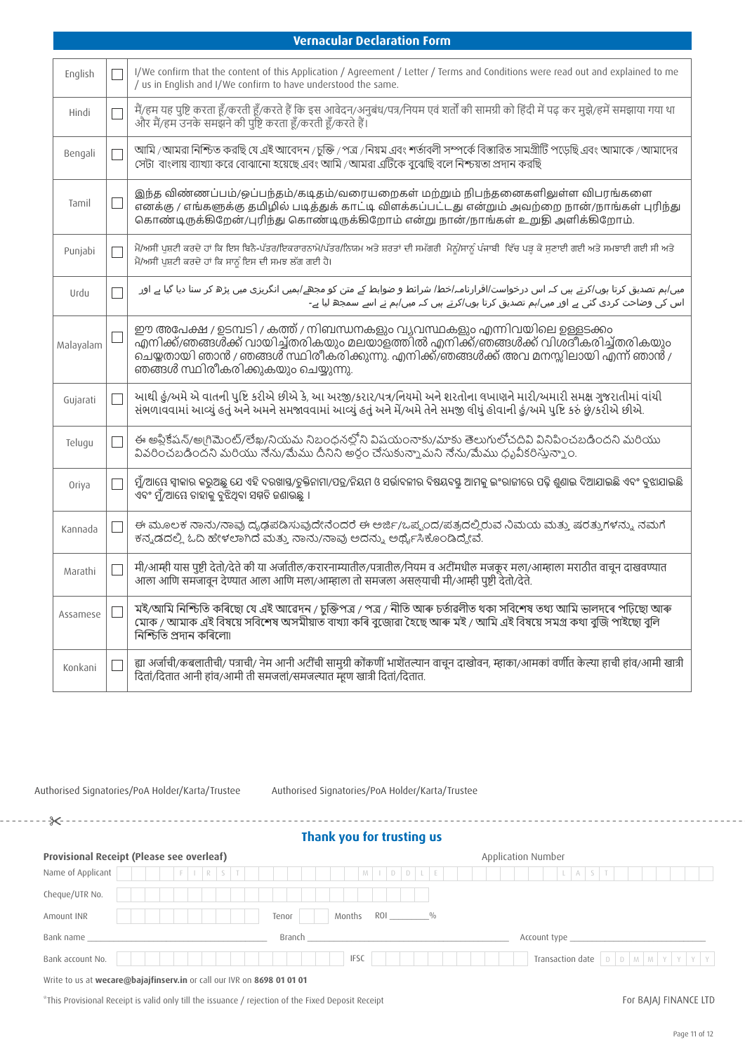## Vernacular Declaration Form

| Language | | Declaration |
|---|---|---|
| English | ☐ | I/We confirm that the content of this Application / Agreement / Letter / Terms and Conditions were read out and explained to me / us in English and I/We confirm to have understood the same. |
| Hindi | ☐ | मैं/हम यह पुष्टि करता हूँ/करती हूँ/करते हैं कि इस आवेदन/अनुबंध/पत्र/नियम एवं शर्तों की सामग्री को हिंदी में पढ़ कर मुझे/हमें समझाया गया था और मैं/हम उनके समझने की पुष्टि करता हूँ/करती हूँ/करते हैं। |
| Bengali | ☐ | আমি /আমরা নিশ্চিত করছি যে এই আবেদন / চুক্তি / পত্র / নিয়ম এবং শর্তাবলী সম্পর্কে বিস্তারিত সামগ্রীটি পড়েছি এবং আমাকে / আমাদের সেটা বাংলায় ব্যাখ্যা করে বোঝানো হয়েছে এবং আমি / আমরা এটিকে বুঝেছি বলে নিশ্চয়তা প্রদান করছি |
| Tamil | ☐ | இந்த விண்ணப்பம்/ஒப்பந்தம்/கடிதம்/வரையறைகள் மற்றும் நிபந்தனைகளிலுள்ள விபரங்களை எனக்கு / எங்களுக்கு தமிழில் படித்துக் காட்டி விளக்கப்பட்டது என்றும் அவற்றை நான்/நாங்கள் புரிந்து கொண்டிருக்கிறேன்/புரிந்து கொண்டிருக்கிறோம் என்று நான்/நாங்கள் உறுதி அளிக்கிறோம். |
| Punjabi | ☐ | ਮੈਂ/ਅਸੀਂ ਪੁਸ਼ਟੀ ਕਰਦੇ ਹਾਂ ਕਿ ਇਸ ਬਿਨੈ-ਪੱਤਰ/ਇਕਰਾਰਨਾਮੇ/ਪੱਤਰ/ਨਿਯਮ ਅਤੇ ਸ਼ਰਤਾਂ ਦੀ ਸਮੱਗਰੀ ਮੈਨੂੰ/ਸਾਨੂੰ ਪੰਜਾਬੀ ਵਿੱਚ ਪੜ੍ਹ ਕੇ ਸੁਣਾਈ ਗਈ ਅਤੇ ਸਮਝਾਈ ਗਈ ਸੀ ਅਤੇ ਮੈਂ/ਅਸੀਂ ਪੁਸ਼ਟੀ ਕਰਦੇ ਹਾਂ ਕਿ ਸਾਨੂੰ ਇਸ ਦੀ ਸਮਝ ਲੱਗ ਗਈ ਹੈ। |
| Urdu | ☐ | میں/ہم تصدیق کرتا ہوں/کرتے ہیں کہ اس درخواست/اقرارنامہ/خط/ شرائط و ضوابط کے متن کو مجھے/ہمیں انگریزی میں پڑھ کر سنا دیا گیا ہے اور اس کی وضاحت کردی گئی ہے اور میں/ہم تصدیق کرتا ہوں/کرتے ہیں کہ میں/ہم نے اسے سمجھ لیا ہے- |
| Malayalam | ☐ | ഈ അപേക്ഷ / ഉടമ്പടി / കത്ത് / നിബന്ധനകളും വ്യവസ്ഥകളും എന്നിവയിലെ ഉള്ളടക്കം എനിക്ക്/ഞങ്ങൾക്ക് വായിച്ചുതരികയും മലയാളത്തിൽ എനിക്ക്/ഞങ്ങൾക്ക് വിശദീകരിച്ചുതരികയും ചെയ്തതായി ഞാൻ / ഞങ്ങൾ സ്ഥിരീകരിക്കുന്നു. എനിക്ക്/ഞങ്ങൾക്ക് അവ മനസ്സിലായി എന്ന് ഞാൻ / ഞങ്ങൾ സ്ഥിരീകരിക്കുകയും ചെയ്യുന്നു. |
| Gujarati | ☐ | આથી હું/અમે એ વાતની પુષ્ટિ કરીએ છીએ કે, આ અરજી/કરાર/પત્ર/નિયમો અને શરતોના લખાણને મારી/અમારી સમક્ષ ગુજરાતીમાં વાંચી સંભળાવવામાં આવ્યું હતું અને અમને સમજાવવામાં આવ્યું હતું અને મેં/અમે તેને સમજી લીધું હોવાની હું/અમે પુષ્ટિ કરું છું/કરીએ છીએ. |
| Telugu | ☐ | ఈ అప్లికేషన్/అగ్రిమెంట్/లేఖ/నియమ నిబంధనల్లోని విషయంనాకు/మాకు తెలుగులోచదివి వినిపించబడిందని మరియు వివరించబడిందని మరియు నేను/మేము దీనిని అర్థం చేసుకున్నామని నేను/మేము ధృవీకరిస్తున్నాం. |
| Oriya | ☐ | ମୁଁ/ଆମେ ସ୍ୱୀକାର କରୁଅଛୁ ଯେ ଏହି ଦରଖାସ୍ତ/ଚୁକ୍ତିନାମା/ପତ୍ର/ନିୟମ ଓ ସର୍ତ୍ତାବଳୀର ବିଷୟବସ୍ତୁ ଆମକୁ ଇଂରାଜୀରେ ପଢ଼ି ଶୁଣାଇ ଦିଆଯାଇଛି ଏବଂ ବୁଝାଯାଇଛି ଏବଂ ମୁଁ/ଆମେ ତାହାକୁ ବୁଝିଥିବା ସମ୍ମତି ଜଣାଉଛୁ । |
| Kannada | ☐ | ಈ ಮೂಲಕ ನಾನು/ನಾವು ದೃಢಪಡಿಸುವುದೇನೆಂದರೆ ಈ ಅರ್ಜಿ/ಒಪ್ಪಂದ/ಪತ್ರದಲ್ಲಿರುವ ನಿಮಯ ಮತ್ತು ಷರತ್ತುಗಳನ್ನು ನಮಗೆ ಕನ್ನಡದಲ್ಲಿ ಓದಿ ಹೇಳಲಾಗಿದೆ ಮತ್ತು ನಾನು/ನಾವು ಅದನ್ನು ಅರ್ಥೈಸಿಕೊಂಡಿದ್ದೇವೆ. |
| Marathi | ☐ | मी/आम्ही यास पुष्टी देतो/देते की या अर्जातील/करारनाम्यातील/पत्रातील/नियम व अटींमधील मजकूर मला/आम्हाला मराठीत वाचून दाखवण्यात आला आणि समजावून देण्यात आला आणि मला/आम्हाला तो समजला असल्याची मी/आम्ही पुष्टी देतो/देते. |
| Assamese | ☐ | মই/আমি নিশ্চিতি কৰিছো যে এই আবেদন / চুক্তিপত্ৰ / পত্ৰ / নীতি আৰু চৰ্তাৱলীত থকা সবিশেষ তথ্য আমি ভালদৰে পঢ়িছো আৰু মোক / আমাক এই বিষয়ে সবিশেষ অসমীয়াত বাখ্যা কৰি বুজোৱা হৈছে আৰু মই / আমি এই বিষয়ে সমগ্ৰ কথা বুজি পাইছো বুলি নিশ্চিতি প্ৰদান কৰিলো। |
| Konkani | ☐ | ह्या अर्जाची/कबलातीची/ पत्राची/ नेम आनी अटींची सामुग्री कोंकणी भाशेंतल्यान वाचून दाखोवन, म्हाका/आमकां वर्णीत केल्या हाची हांव/आमी खात्री दितां/दितात आनी हांव/आमी ती समजलां/समजल्यात म्हूण खात्री दितां/दितात. |

Authorised Signatories/PoA Holder/Karta/Trustee

Authorised Signatories/PoA Holder/Karta/Trustee

---

## Thank you for trusting us

**Provisional Receipt (Please see overleaf)**

Application Number

Name of Applicant: FIRST | MIDDLE | LAST

Cheque/UTR No.

Amount INR | Tenor | Months | ROI _______%

Bank name ______ Branch ______ Account type ______

Bank account No. | IFSC | Transaction date D D M M Y Y Y Y

Write to us at **wecare@bajajfinserv.in** or call our IVR on **8698 01 01 01**

*This Provisional Receipt is valid only till the issuance / rejection of the Fixed Deposit Receipt

For BAJAJ FINANCE LTD